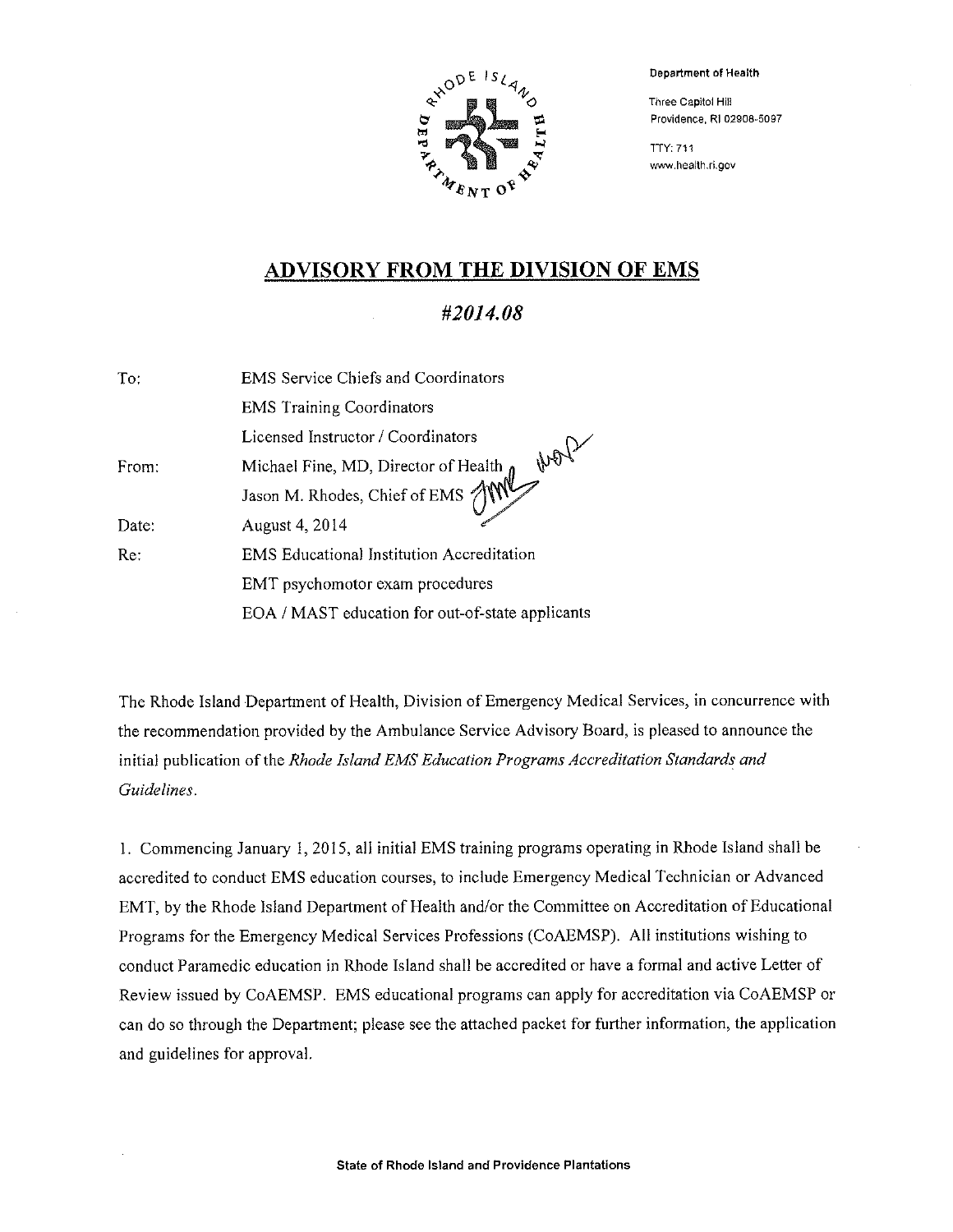Department of Health

Three Capitol Hill
Providence, RI 02908-5097

TTY: 711
www.health.ri.gov

# ADVISORY FROM THE DIVISION OF EMS

## *#2014.08*

| | |
|---|---|
| To: | EMS Service Chiefs and Coordinators |
| | EMS Training Coordinators |
| | Licensed Instructor / Coordinators |
| From: | Michael Fine, MD, Director of Health |
| | Jason M. Rhodes, Chief of EMS |
| Date: | August 4, 2014 |
| Re: | EMS Educational Institution Accreditation |
| | EMT psychomotor exam procedures |
| | EOA / MAST education for out-of-state applicants |

The Rhode Island Department of Health, Division of Emergency Medical Services, in concurrence with the recommendation provided by the Ambulance Service Advisory Board, is pleased to announce the initial publication of the *Rhode Island EMS Education Programs Accreditation Standards and Guidelines*.

1. Commencing January 1, 2015, all initial EMS training programs operating in Rhode Island shall be accredited to conduct EMS education courses, to include Emergency Medical Technician or Advanced EMT, by the Rhode Island Department of Health and/or the Committee on Accreditation of Educational Programs for the Emergency Medical Services Professions (CoAEMSP). All institutions wishing to conduct Paramedic education in Rhode Island shall be accredited or have a formal and active Letter of Review issued by CoAEMSP. EMS educational programs can apply for accreditation via CoAEMSP or can do so through the Department; please see the attached packet for further information, the application and guidelines for approval.

State of Rhode Island and Providence Plantations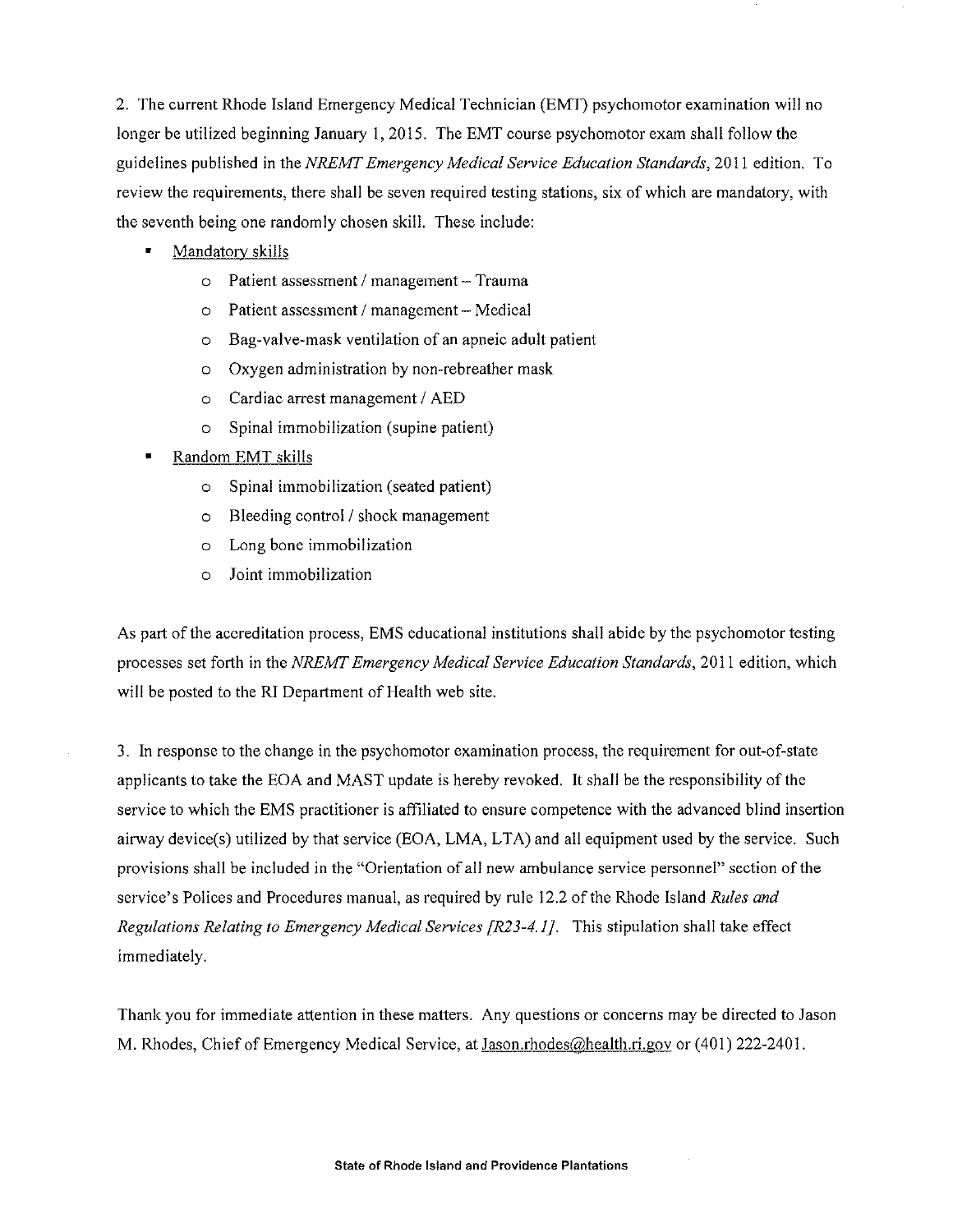2. The current Rhode Island Emergency Medical Technician (EMT) psychomotor examination will no longer be utilized beginning January 1, 2015. The EMT course psychomotor exam shall follow the guidelines published in the *NREMT Emergency Medical Service Education Standards*, 2011 edition. To review the requirements, there shall be seven required testing stations, six of which are mandatory, with the seventh being one randomly chosen skill. These include:

- <u>Mandatory skills</u>
  - Patient assessment / management – Trauma
  - Patient assessment / management – Medical
  - Bag-valve-mask ventilation of an apneic adult patient
  - Oxygen administration by non-rebreather mask
  - Cardiac arrest management / AED
  - Spinal immobilization (supine patient)
- <u>Random EMT skills</u>
  - Spinal immobilization (seated patient)
  - Bleeding control / shock management
  - Long bone immobilization
  - Joint immobilization

As part of the accreditation process, EMS educational institutions shall abide by the psychomotor testing processes set forth in the *NREMT Emergency Medical Service Education Standards*, 2011 edition, which will be posted to the RI Department of Health web site.

3. In response to the change in the psychomotor examination process, the requirement for out-of-state applicants to take the EOA and MAST update is hereby revoked. It shall be the responsibility of the service to which the EMS practitioner is affiliated to ensure competence with the advanced blind insertion airway device(s) utilized by that service (EOA, LMA, LTA) and all equipment used by the service. Such provisions shall be included in the "Orientation of all new ambulance service personnel" section of the service's Polices and Procedures manual, as required by rule 12.2 of the Rhode Island *Rules and Regulations Relating to Emergency Medical Services [R23-4.1]*. This stipulation shall take effect immediately.

Thank you for immediate attention in these matters. Any questions or concerns may be directed to Jason M. Rhodes, Chief of Emergency Medical Service, at Jason.rhodes@health.ri.gov or (401) 222-2401.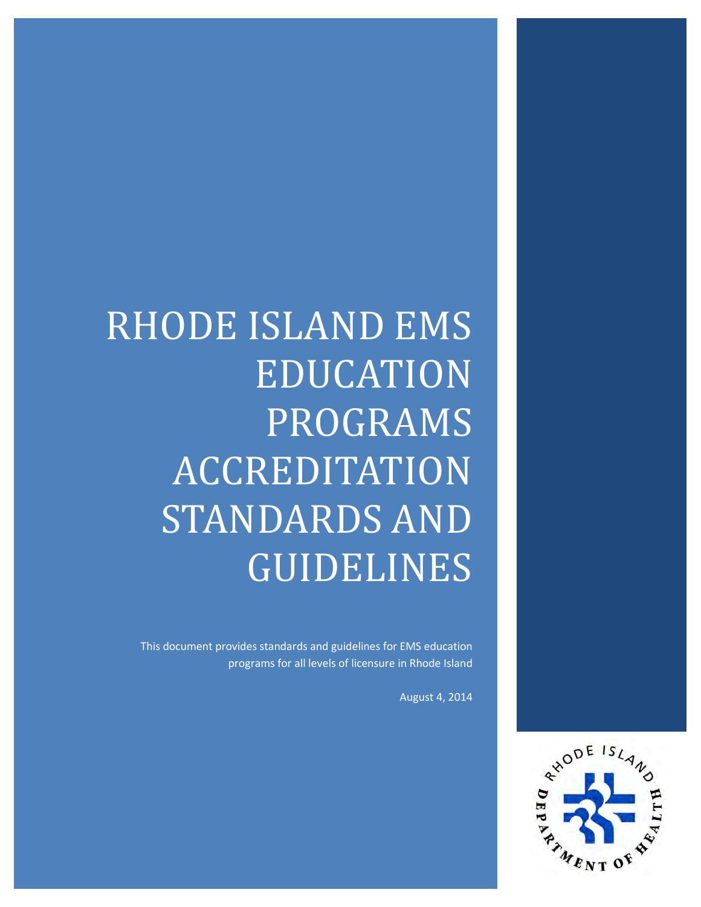# RHODE ISLAND EMS EDUCATION PROGRAMS ACCREDITATION STANDARDS AND GUIDELINES

This document provides standards and guidelines for EMS education programs for all levels of licensure in Rhode Island

August 4, 2014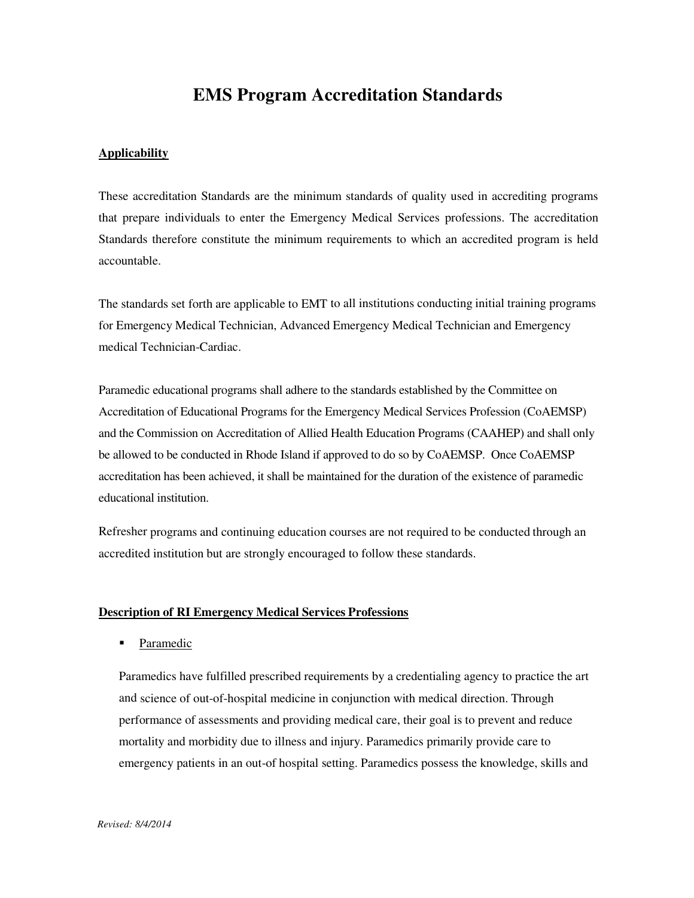# EMS Program Accreditation Standards

**Applicability**

These accreditation Standards are the minimum standards of quality used in accrediting programs that prepare individuals to enter the Emergency Medical Services professions. The accreditation Standards therefore constitute the minimum requirements to which an accredited program is held accountable.

The standards set forth are applicable to EMT to all institutions conducting initial training programs for Emergency Medical Technician, Advanced Emergency Medical Technician and Emergency medical Technician-Cardiac.

Paramedic educational programs shall adhere to the standards established by the Committee on Accreditation of Educational Programs for the Emergency Medical Services Profession (CoAEMSP) and the Commission on Accreditation of Allied Health Education Programs (CAAHEP) and shall only be allowed to be conducted in Rhode Island if approved to do so by CoAEMSP. Once CoAEMSP accreditation has been achieved, it shall be maintained for the duration of the existence of paramedic educational institution.

Refresher programs and continuing education courses are not required to be conducted through an accredited institution but are strongly encouraged to follow these standards.

**Description of RI Emergency Medical Services Professions**

- Paramedic

Paramedics have fulfilled prescribed requirements by a credentialing agency to practice the art and science of out-of-hospital medicine in conjunction with medical direction. Through performance of assessments and providing medical care, their goal is to prevent and reduce mortality and morbidity due to illness and injury. Paramedics primarily provide care to emergency patients in an out-of hospital setting. Paramedics possess the knowledge, skills and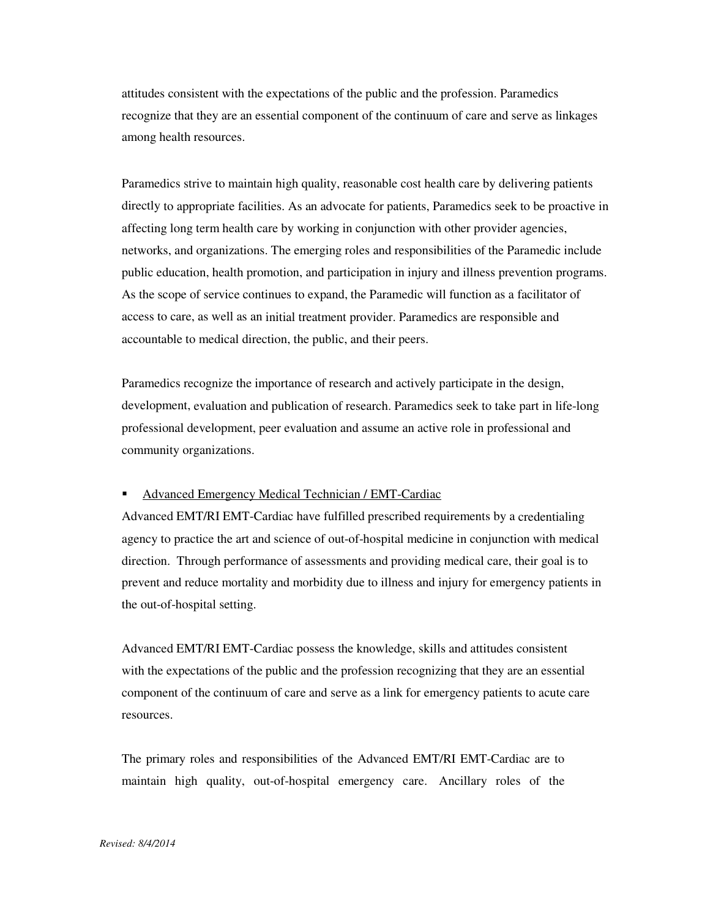attitudes consistent with the expectations of the public and the profession. Paramedics recognize that they are an essential component of the continuum of care and serve as linkages among health resources.

Paramedics strive to maintain high quality, reasonable cost health care by delivering patients directly to appropriate facilities. As an advocate for patients, Paramedics seek to be proactive in affecting long term health care by working in conjunction with other provider agencies, networks, and organizations. The emerging roles and responsibilities of the Paramedic include public education, health promotion, and participation in injury and illness prevention programs. As the scope of service continues to expand, the Paramedic will function as a facilitator of access to care, as well as an initial treatment provider. Paramedics are responsible and accountable to medical direction, the public, and their peers.

Paramedics recognize the importance of research and actively participate in the design, development, evaluation and publication of research. Paramedics seek to take part in life-long professional development, peer evaluation and assume an active role in professional and community organizations.

- <u>Advanced Emergency Medical Technician / EMT-Cardiac</u>

Advanced EMT/RI EMT-Cardiac have fulfilled prescribed requirements by a credentialing agency to practice the art and science of out-of-hospital medicine in conjunction with medical direction. Through performance of assessments and providing medical care, their goal is to prevent and reduce mortality and morbidity due to illness and injury for emergency patients in the out-of-hospital setting.

Advanced EMT/RI EMT-Cardiac possess the knowledge, skills and attitudes consistent with the expectations of the public and the profession recognizing that they are an essential component of the continuum of care and serve as a link for emergency patients to acute care resources.

The primary roles and responsibilities of the Advanced EMT/RI EMT-Cardiac are to maintain high quality, out-of-hospital emergency care. Ancillary roles of the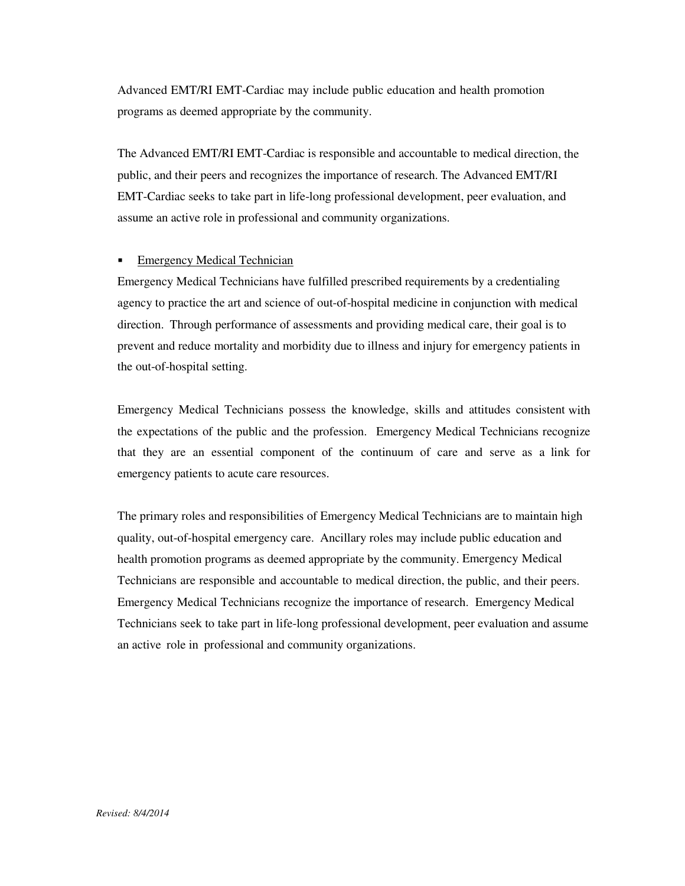Advanced EMT/RI EMT-Cardiac may include public education and health promotion programs as deemed appropriate by the community.

The Advanced EMT/RI EMT-Cardiac is responsible and accountable to medical direction, the public, and their peers and recognizes the importance of research. The Advanced EMT/RI EMT-Cardiac seeks to take part in life-long professional development, peer evaluation, and assume an active role in professional and community organizations.

- <u>Emergency Medical Technician</u>

Emergency Medical Technicians have fulfilled prescribed requirements by a credentialing agency to practice the art and science of out-of-hospital medicine in conjunction with medical direction. Through performance of assessments and providing medical care, their goal is to prevent and reduce mortality and morbidity due to illness and injury for emergency patients in the out-of-hospital setting.

Emergency Medical Technicians possess the knowledge, skills and attitudes consistent with the expectations of the public and the profession. Emergency Medical Technicians recognize that they are an essential component of the continuum of care and serve as a link for emergency patients to acute care resources.

The primary roles and responsibilities of Emergency Medical Technicians are to maintain high quality, out-of-hospital emergency care. Ancillary roles may include public education and health promotion programs as deemed appropriate by the community. Emergency Medical Technicians are responsible and accountable to medical direction, the public, and their peers. Emergency Medical Technicians recognize the importance of research. Emergency Medical Technicians seek to take part in life-long professional development, peer evaluation and assume an active role in professional and community organizations.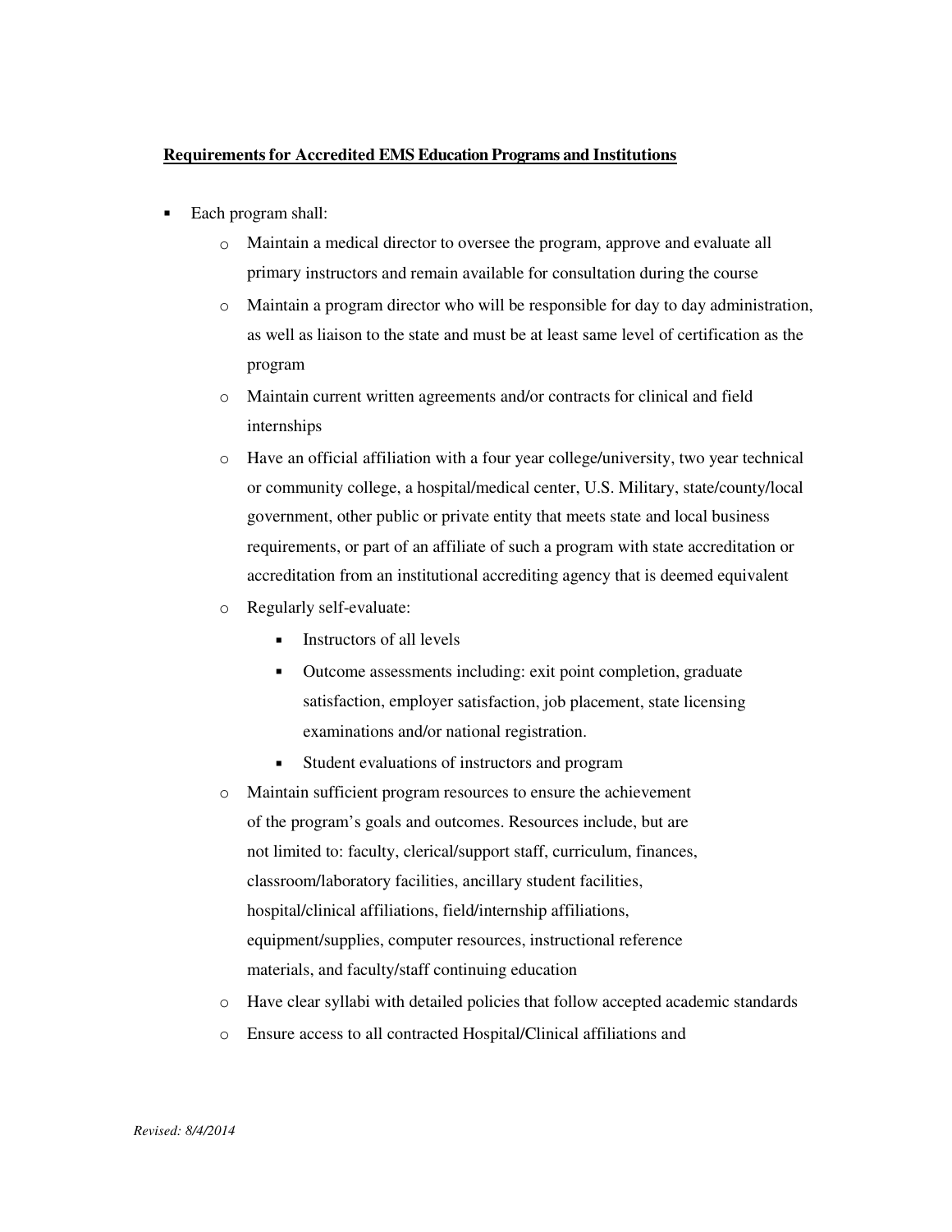**Requirements for Accredited EMS Education Programs and Institutions**

- Each program shall:
    - Maintain a medical director to oversee the program, approve and evaluate all primary instructors and remain available for consultation during the course
    - Maintain a program director who will be responsible for day to day administration, as well as liaison to the state and must be at least same level of certification as the program
    - Maintain current written agreements and/or contracts for clinical and field internships
    - Have an official affiliation with a four year college/university, two year technical or community college, a hospital/medical center, U.S. Military, state/county/local government, other public or private entity that meets state and local business requirements, or part of an affiliate of such a program with state accreditation or accreditation from an institutional accrediting agency that is deemed equivalent
    - Regularly self-evaluate:
        - Instructors of all levels
        - Outcome assessments including: exit point completion, graduate satisfaction, employer satisfaction, job placement, state licensing examinations and/or national registration.
        - Student evaluations of instructors and program
    - Maintain sufficient program resources to ensure the achievement of the program's goals and outcomes. Resources include, but are not limited to: faculty, clerical/support staff, curriculum, finances, classroom/laboratory facilities, ancillary student facilities, hospital/clinical affiliations, field/internship affiliations, equipment/supplies, computer resources, instructional reference materials, and faculty/staff continuing education
    - Have clear syllabi with detailed policies that follow accepted academic standards
    - Ensure access to all contracted Hospital/Clinical affiliations and

*Revised: 8/4/2014*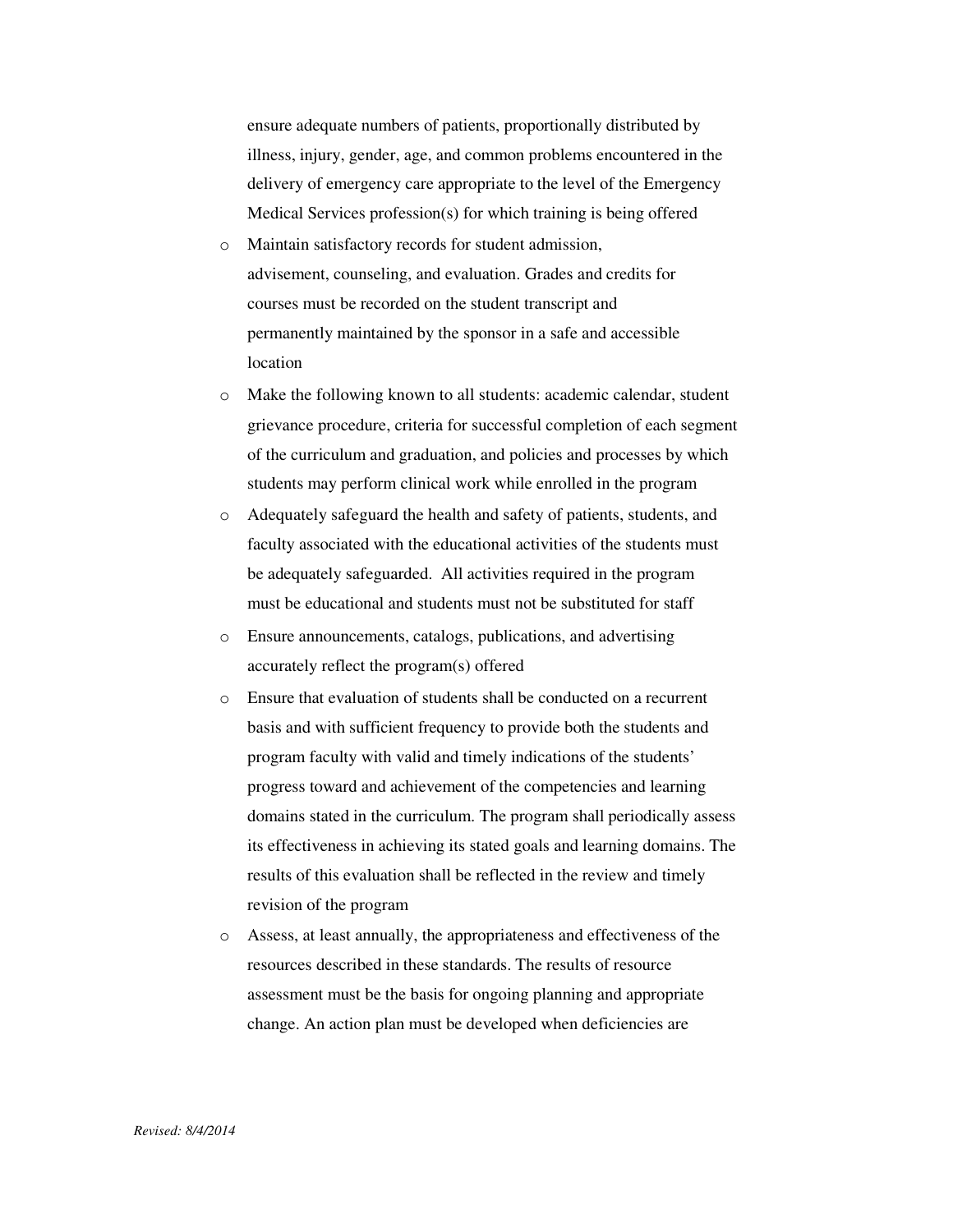ensure adequate numbers of patients, proportionally distributed by illness, injury, gender, age, and common problems encountered in the delivery of emergency care appropriate to the level of the Emergency Medical Services profession(s) for which training is being offered

- Maintain satisfactory records for student admission, advisement, counseling, and evaluation. Grades and credits for courses must be recorded on the student transcript and permanently maintained by the sponsor in a safe and accessible location
- Make the following known to all students: academic calendar, student grievance procedure, criteria for successful completion of each segment of the curriculum and graduation, and policies and processes by which students may perform clinical work while enrolled in the program
- Adequately safeguard the health and safety of patients, students, and faculty associated with the educational activities of the students must be adequately safeguarded. All activities required in the program must be educational and students must not be substituted for staff
- Ensure announcements, catalogs, publications, and advertising accurately reflect the program(s) offered
- Ensure that evaluation of students shall be conducted on a recurrent basis and with sufficient frequency to provide both the students and program faculty with valid and timely indications of the students' progress toward and achievement of the competencies and learning domains stated in the curriculum. The program shall periodically assess its effectiveness in achieving its stated goals and learning domains. The results of this evaluation shall be reflected in the review and timely revision of the program
- Assess, at least annually, the appropriateness and effectiveness of the resources described in these standards. The results of resource assessment must be the basis for ongoing planning and appropriate change. An action plan must be developed when deficiencies are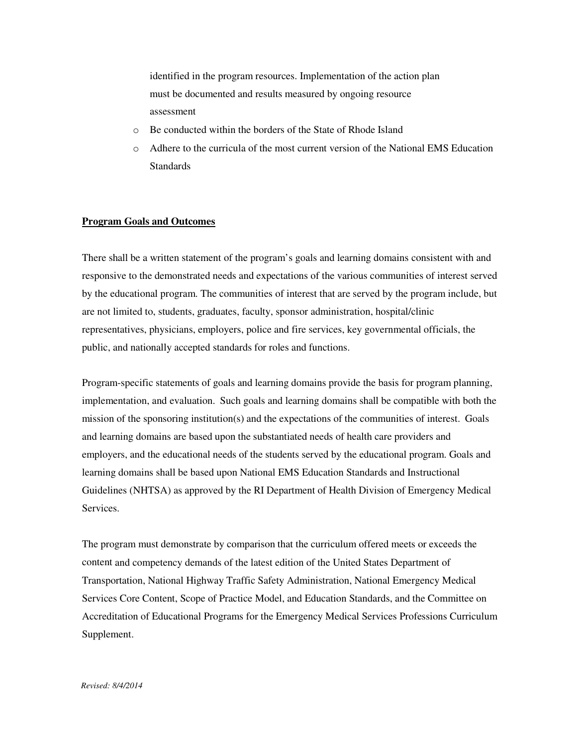identified in the program resources. Implementation of the action plan must be documented and results measured by ongoing resource assessment

- Be conducted within the borders of the State of Rhode Island
- Adhere to the curricula of the most current version of the National EMS Education Standards

## Program Goals and Outcomes

There shall be a written statement of the program's goals and learning domains consistent with and responsive to the demonstrated needs and expectations of the various communities of interest served by the educational program. The communities of interest that are served by the program include, but are not limited to, students, graduates, faculty, sponsor administration, hospital/clinic representatives, physicians, employers, police and fire services, key governmental officials, the public, and nationally accepted standards for roles and functions.

Program-specific statements of goals and learning domains provide the basis for program planning, implementation, and evaluation. Such goals and learning domains shall be compatible with both the mission of the sponsoring institution(s) and the expectations of the communities of interest. Goals and learning domains are based upon the substantiated needs of health care providers and employers, and the educational needs of the students served by the educational program. Goals and learning domains shall be based upon National EMS Education Standards and Instructional Guidelines (NHTSA) as approved by the RI Department of Health Division of Emergency Medical Services.

The program must demonstrate by comparison that the curriculum offered meets or exceeds the content and competency demands of the latest edition of the United States Department of Transportation, National Highway Traffic Safety Administration, National Emergency Medical Services Core Content, Scope of Practice Model, and Education Standards, and the Committee on Accreditation of Educational Programs for the Emergency Medical Services Professions Curriculum Supplement.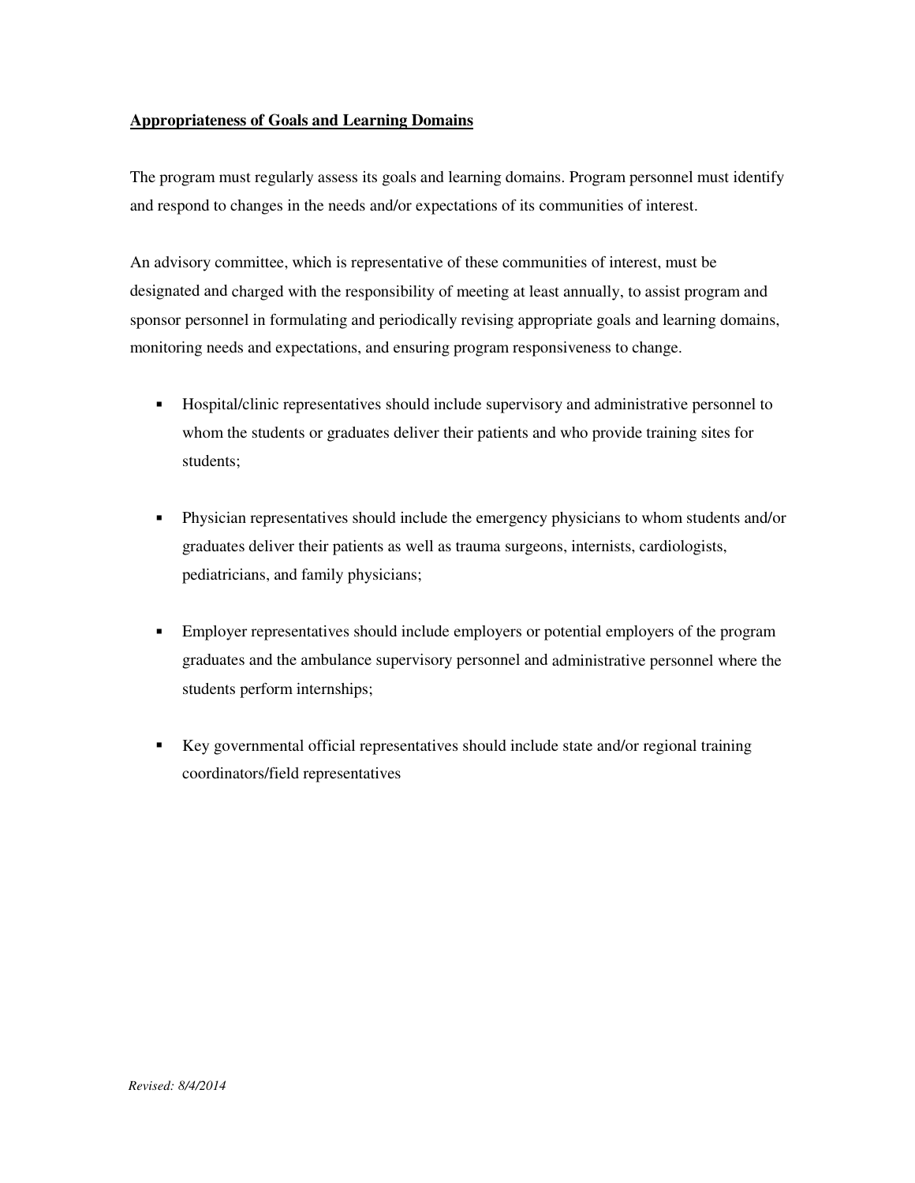**Appropriateness of Goals and Learning Domains**

The program must regularly assess its goals and learning domains. Program personnel must identify and respond to changes in the needs and/or expectations of its communities of interest.

An advisory committee, which is representative of these communities of interest, must be designated and charged with the responsibility of meeting at least annually, to assist program and sponsor personnel in formulating and periodically revising appropriate goals and learning domains, monitoring needs and expectations, and ensuring program responsiveness to change.

- Hospital/clinic representatives should include supervisory and administrative personnel to whom the students or graduates deliver their patients and who provide training sites for students;

- Physician representatives should include the emergency physicians to whom students and/or graduates deliver their patients as well as trauma surgeons, internists, cardiologists, pediatricians, and family physicians;

- Employer representatives should include employers or potential employers of the program graduates and the ambulance supervisory personnel and administrative personnel where the students perform internships;

- Key governmental official representatives should include state and/or regional training coordinators/field representatives

*Revised: 8/4/2014*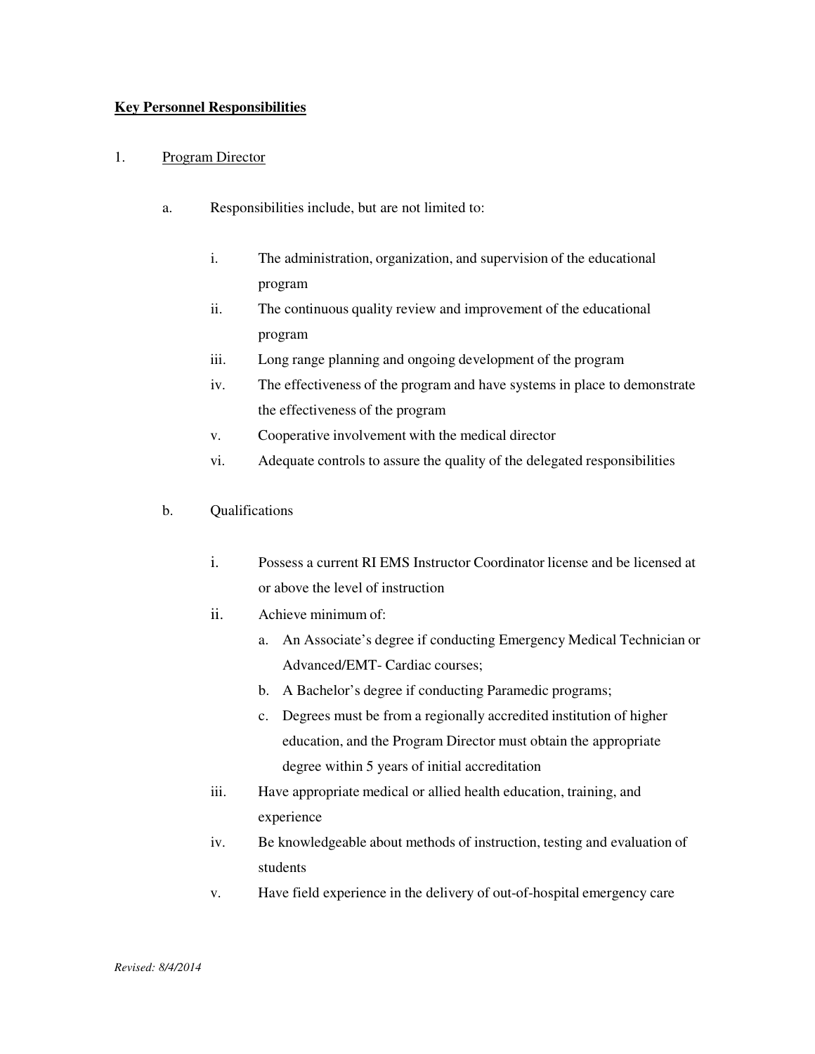**Key Personnel Responsibilities**

1. Program Director

   a. Responsibilities include, but are not limited to:

      i. The administration, organization, and supervision of the educational program
      ii. The continuous quality review and improvement of the educational program
      iii. Long range planning and ongoing development of the program
      iv. The effectiveness of the program and have systems in place to demonstrate the effectiveness of the program
      v. Cooperative involvement with the medical director
      vi. Adequate controls to assure the quality of the delegated responsibilities

   b. Qualifications

      i. Possess a current RI EMS Instructor Coordinator license and be licensed at or above the level of instruction
      ii. Achieve minimum of:
         a. An Associate's degree if conducting Emergency Medical Technician or Advanced/EMT- Cardiac courses;
         b. A Bachelor's degree if conducting Paramedic programs;
         c. Degrees must be from a regionally accredited institution of higher education, and the Program Director must obtain the appropriate degree within 5 years of initial accreditation
      iii. Have appropriate medical or allied health education, training, and experience
      iv. Be knowledgeable about methods of instruction, testing and evaluation of students
      v. Have field experience in the delivery of out-of-hospital emergency care

*Revised: 8/4/2014*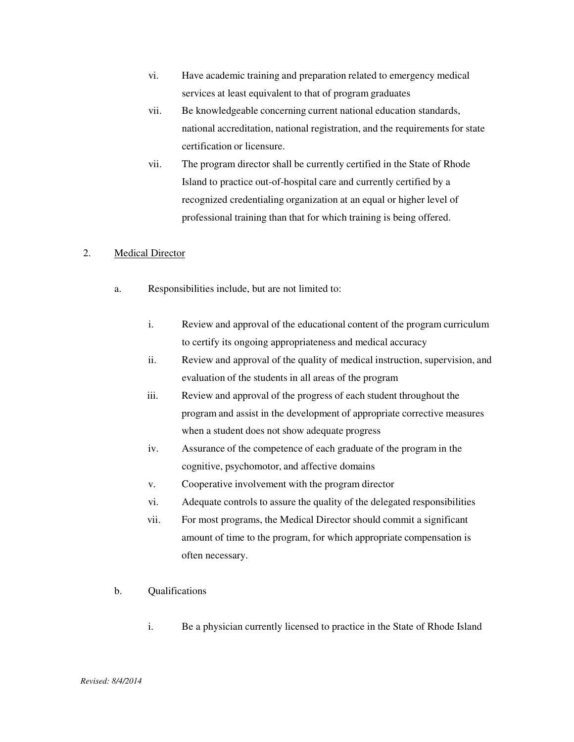vi. Have academic training and preparation related to emergency medical services at least equivalent to that of program graduates

vii. Be knowledgeable concerning current national education standards, national accreditation, national registration, and the requirements for state certification or licensure.

vii. The program director shall be currently certified in the State of Rhode Island to practice out-of-hospital care and currently certified by a recognized credentialing organization at an equal or higher level of professional training than that for which training is being offered.

2. <u>Medical Director</u>

a. Responsibilities include, but are not limited to:

i. Review and approval of the educational content of the program curriculum to certify its ongoing appropriateness and medical accuracy

ii. Review and approval of the quality of medical instruction, supervision, and evaluation of the students in all areas of the program

iii. Review and approval of the progress of each student throughout the program and assist in the development of appropriate corrective measures when a student does not show adequate progress

iv. Assurance of the competence of each graduate of the program in the cognitive, psychomotor, and affective domains

v. Cooperative involvement with the program director

vi. Adequate controls to assure the quality of the delegated responsibilities

vii. For most programs, the Medical Director should commit a significant amount of time to the program, for which appropriate compensation is often necessary.

b. Qualifications

i. Be a physician currently licensed to practice in the State of Rhode Island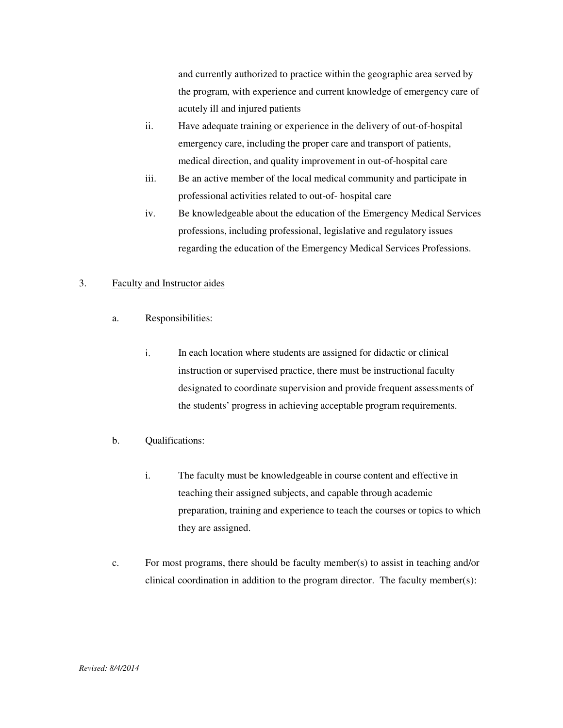and currently authorized to practice within the geographic area served by the program, with experience and current knowledge of emergency care of acutely ill and injured patients

ii. Have adequate training or experience in the delivery of out-of-hospital emergency care, including the proper care and transport of patients, medical direction, and quality improvement in out-of-hospital care

iii. Be an active member of the local medical community and participate in professional activities related to out-of- hospital care

iv. Be knowledgeable about the education of the Emergency Medical Services professions, including professional, legislative and regulatory issues regarding the education of the Emergency Medical Services Professions.

3. <u>Faculty and Instructor aides</u>

a. Responsibilities:

i. In each location where students are assigned for didactic or clinical instruction or supervised practice, there must be instructional faculty designated to coordinate supervision and provide frequent assessments of the students' progress in achieving acceptable program requirements.

b. Qualifications:

i. The faculty must be knowledgeable in course content and effective in teaching their assigned subjects, and capable through academic preparation, training and experience to teach the courses or topics to which they are assigned.

c. For most programs, there should be faculty member(s) to assist in teaching and/or clinical coordination in addition to the program director. The faculty member(s):

*Revised: 8/4/2014*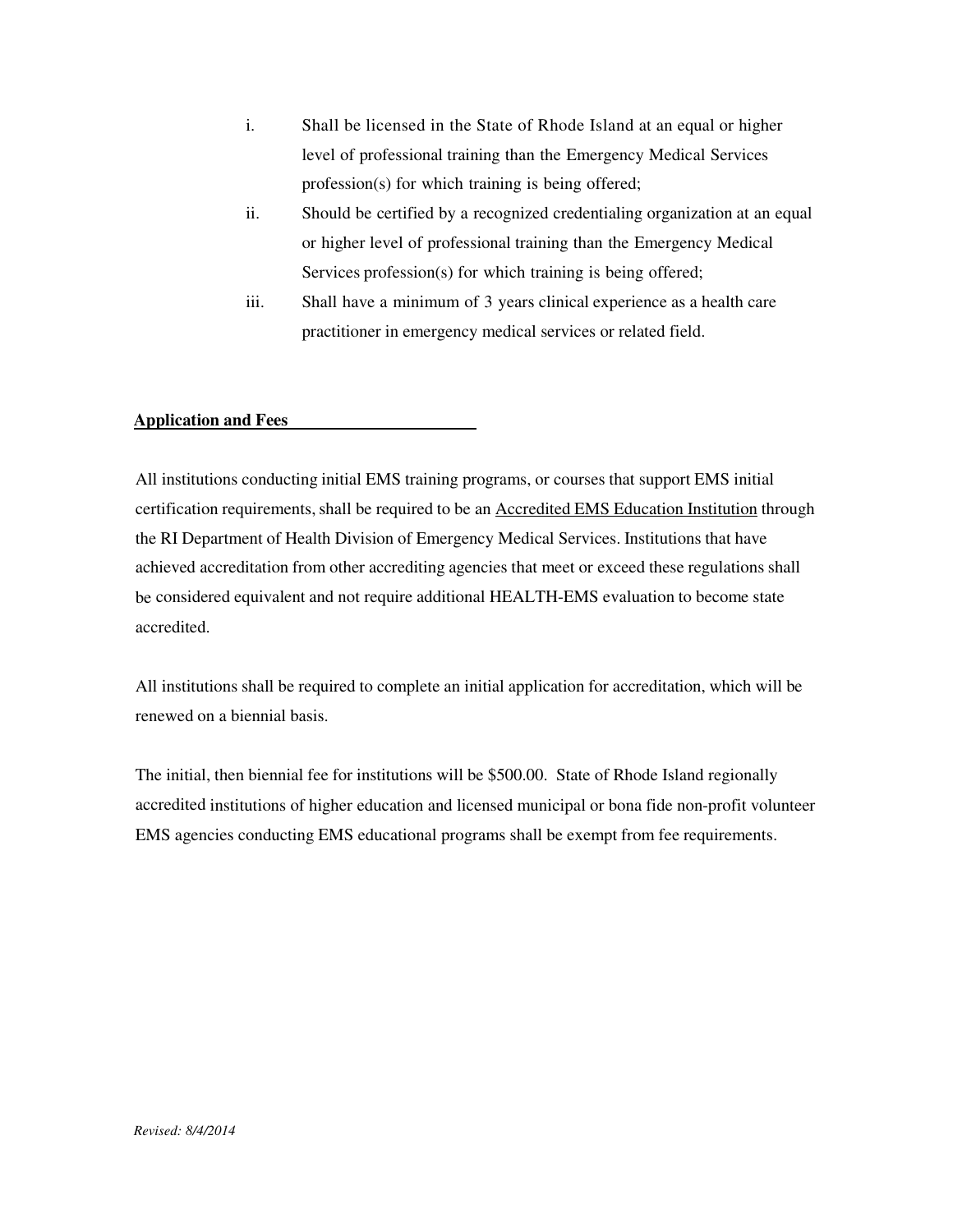i. Shall be licensed in the State of Rhode Island at an equal or higher level of professional training than the Emergency Medical Services profession(s) for which training is being offered;

ii. Should be certified by a recognized credentialing organization at an equal or higher level of professional training than the Emergency Medical Services profession(s) for which training is being offered;

iii. Shall have a minimum of 3 years clinical experience as a health care practitioner in emergency medical services or related field.

**Application and Fees**

All institutions conducting initial EMS training programs, or courses that support EMS initial certification requirements, shall be required to be an Accredited EMS Education Institution through the RI Department of Health Division of Emergency Medical Services. Institutions that have achieved accreditation from other accrediting agencies that meet or exceed these regulations shall be considered equivalent and not require additional HEALTH-EMS evaluation to become state accredited.

All institutions shall be required to complete an initial application for accreditation, which will be renewed on a biennial basis.

The initial, then biennial fee for institutions will be $500.00. State of Rhode Island regionally accredited institutions of higher education and licensed municipal or bona fide non-profit volunteer EMS agencies conducting EMS educational programs shall be exempt from fee requirements.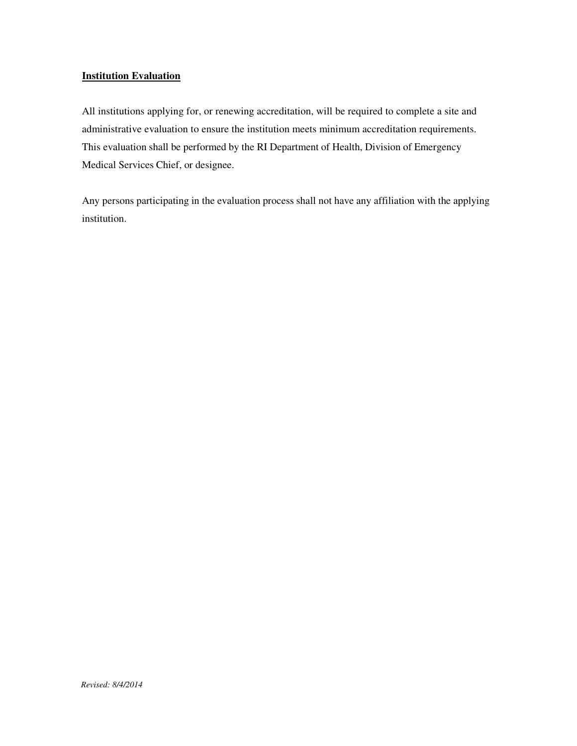**Institution Evaluation**

All institutions applying for, or renewing accreditation, will be required to complete a site and administrative evaluation to ensure the institution meets minimum accreditation requirements. This evaluation shall be performed by the RI Department of Health, Division of Emergency Medical Services Chief, or designee.

Any persons participating in the evaluation process shall not have any affiliation with the applying institution.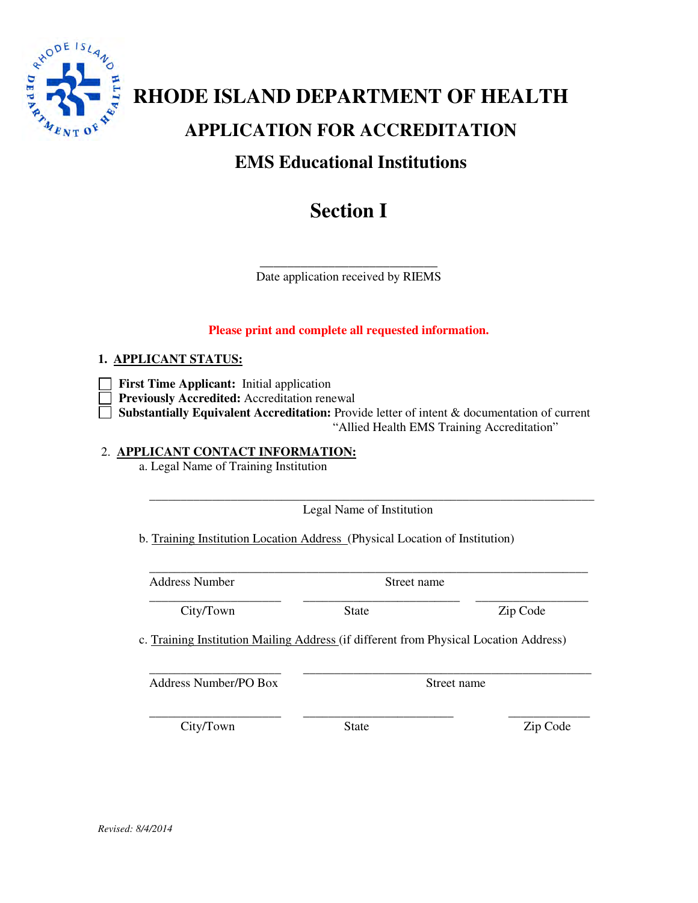# RHODE ISLAND DEPARTMENT OF HEALTH

## APPLICATION FOR ACCREDITATION

### EMS Educational Institutions

## Section I

___________________________
Date application received by RIEMS

**Please print and complete all requested information.**

**1. APPLICANT STATUS:**

- ☐ **First Time Applicant:** Initial application
- ☐ **Previously Accredited:** Accreditation renewal
- ☐ **Substantially Equivalent Accreditation:** Provide letter of intent & documentation of current "Allied Health EMS Training Accreditation"

**2. APPLICANT CONTACT INFORMATION:**

a. Legal Name of Training Institution

_______________________________________________________________
Legal Name of Institution

b. Training Institution Location Address (Physical Location of Institution)

_______________________________________________________________
Address Number Street name

____________________ ______________________ ________________
City/Town State Zip Code

c. Training Institution Mailing Address (if different from Physical Location Address)

____________________ ___________________________________________
Address Number/PO Box Street name

____________________ ______________________ ________________
City/Town State Zip Code

*Revised: 8/4/2014*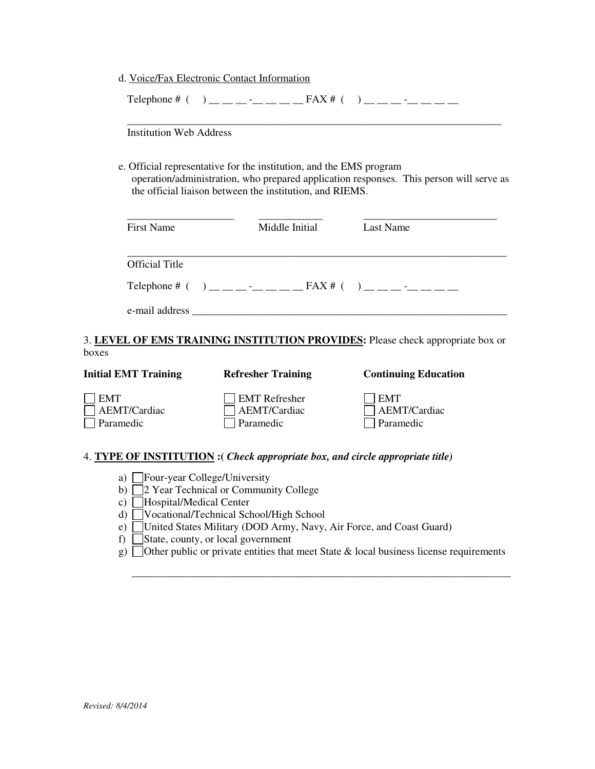d. Voice/Fax Electronic Contact Information

Telephone # (    ) __ __ __ -__ __ __ __ FAX # (    ) __ __ __ -__ __ __ __

_______________________________________________________________________

Institution Web Address

e. Official representative for the institution, and the EMS program operation/administration, who prepared application responses. This person will serve as the official liaison between the institution, and RIEMS.

| ____________________ | ____________ | __________________________ |
|---|---|---|
| First Name | Middle Initial | Last Name |

_______________________________________________________________________

Official Title

Telephone # (    ) __ __ __ -__ __ __ __ FAX # (    ) __ __ __ -__ __ __ __

e-mail address _____________________________________________________________

3. **LEVEL OF EMS TRAINING INSTITUTION PROVIDES:** Please check appropriate box or boxes

| **Initial EMT Training** | **Refresher Training** | **Continuing Education** |
|---|---|---|
| ☐ EMT | ☐ EMT Refresher | ☐ EMT |
| ☐ AEMT/Cardiac | ☐ AEMT/Cardiac | ☐ AEMT/Cardiac |
| ☐ Paramedic | ☐ Paramedic | ☐ Paramedic |

4. **TYPE OF INSTITUTION** **:(** ***Check appropriate box, and circle appropriate title)***

a) ☐ Four-year College/University
b) ☐ 2 Year Technical or Community College
c) ☐ Hospital/Medical Center
d) ☐ Vocational/Technical School/High School
e) ☐ United States Military (DOD Army, Navy, Air Force, and Coast Guard)
f) ☐ State, county, or local government
g) ☐ Other public or private entities that meet State & local business license requirements

_______________________________________________________________________

*Revised: 8/4/2014*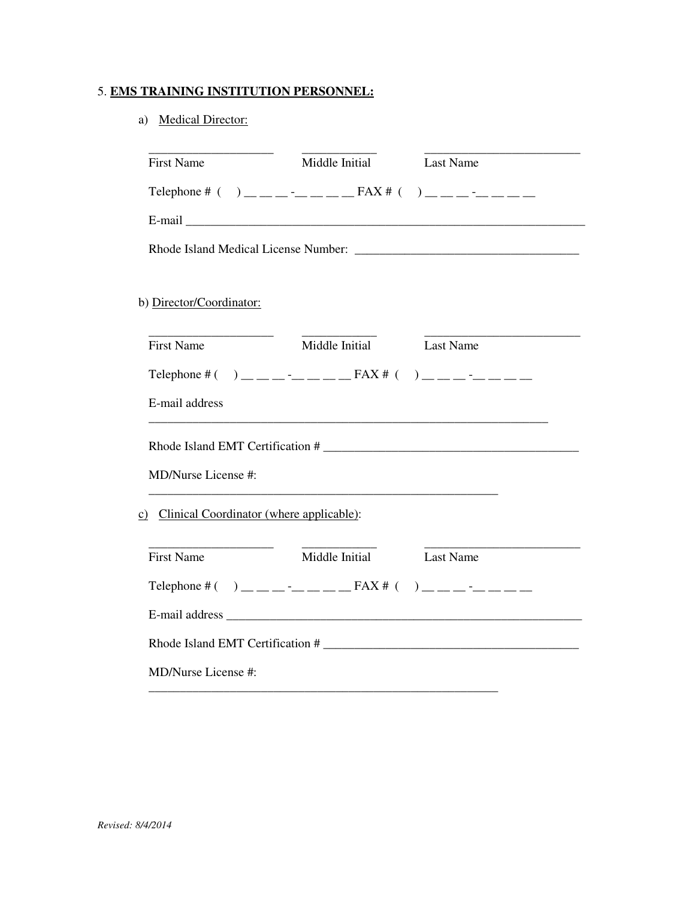5. **EMS TRAINING INSTITUTION PERSONNEL:**

a) Medical Director:

\_\_\_\_\_\_\_\_\_\_\_\_\_\_\_\_\_\_\_\_ \_\_\_\_\_\_\_\_\_\_\_\_ \_\_\_\_\_\_\_\_\_\_\_\_\_\_\_\_\_\_\_\_\_\_\_\_\_
First Name Middle Initial Last Name

Telephone # ( ) __ __ __ -__ __ __ __ FAX # ( ) __ __ __ -__ __ __ __

E-mail \_\_\_\_\_\_\_\_\_\_\_\_\_\_\_\_\_\_\_\_\_\_\_\_\_\_\_\_\_\_\_\_\_\_\_\_\_\_\_\_\_\_\_\_\_\_\_\_\_\_\_\_\_\_\_\_\_\_\_\_\_\_\_\_

Rhode Island Medical License Number: \_\_\_\_\_\_\_\_\_\_\_\_\_\_\_\_\_\_\_\_\_\_\_\_\_\_\_\_\_\_\_\_\_\_\_\_

b) Director/Coordinator:

\_\_\_\_\_\_\_\_\_\_\_\_\_\_\_\_\_\_\_\_ \_\_\_\_\_\_\_\_\_\_\_\_ \_\_\_\_\_\_\_\_\_\_\_\_\_\_\_\_\_\_\_\_\_\_\_\_\_
First Name Middle Initial Last Name

Telephone # ( ) __ __ __ -__ __ __ __ FAX # ( ) __ __ __ -__ __ __ __

E-mail address
\_\_\_\_\_\_\_\_\_\_\_\_\_\_\_\_\_\_\_\_\_\_\_\_\_\_\_\_\_\_\_\_\_\_\_\_\_\_\_\_\_\_\_\_\_\_\_\_\_\_\_\_\_\_\_\_\_\_\_\_\_\_\_\_

Rhode Island EMT Certification # \_\_\_\_\_\_\_\_\_\_\_\_\_\_\_\_\_\_\_\_\_\_\_\_\_\_\_\_\_\_\_\_\_\_\_\_\_\_\_\_

MD/Nurse License #:
\_\_\_\_\_\_\_\_\_\_\_\_\_\_\_\_\_\_\_\_\_\_\_\_\_\_\_\_\_\_\_\_\_\_\_\_\_\_\_\_\_\_\_\_\_\_\_\_\_\_\_\_\_\_\_\_\_\_

c) Clinical Coordinator (where applicable):

\_\_\_\_\_\_\_\_\_\_\_\_\_\_\_\_\_\_\_\_ \_\_\_\_\_\_\_\_\_\_\_\_ \_\_\_\_\_\_\_\_\_\_\_\_\_\_\_\_\_\_\_\_\_\_\_\_\_
First Name Middle Initial Last Name

Telephone # ( ) __ __ __ -__ __ __ __ FAX # ( ) __ __ __ -__ __ __ __

E-mail address \_\_\_\_\_\_\_\_\_\_\_\_\_\_\_\_\_\_\_\_\_\_\_\_\_\_\_\_\_\_\_\_\_\_\_\_\_\_\_\_\_\_\_\_\_\_\_\_\_\_\_\_\_\_\_\_\_\_\_

Rhode Island EMT Certification # \_\_\_\_\_\_\_\_\_\_\_\_\_\_\_\_\_\_\_\_\_\_\_\_\_\_\_\_\_\_\_\_\_\_\_\_\_\_\_\_

MD/Nurse License #:
\_\_\_\_\_\_\_\_\_\_\_\_\_\_\_\_\_\_\_\_\_\_\_\_\_\_\_\_\_\_\_\_\_\_\_\_\_\_\_\_\_\_\_\_\_\_\_\_\_\_\_\_\_\_\_\_\_\_

*Revised: 8/4/2014*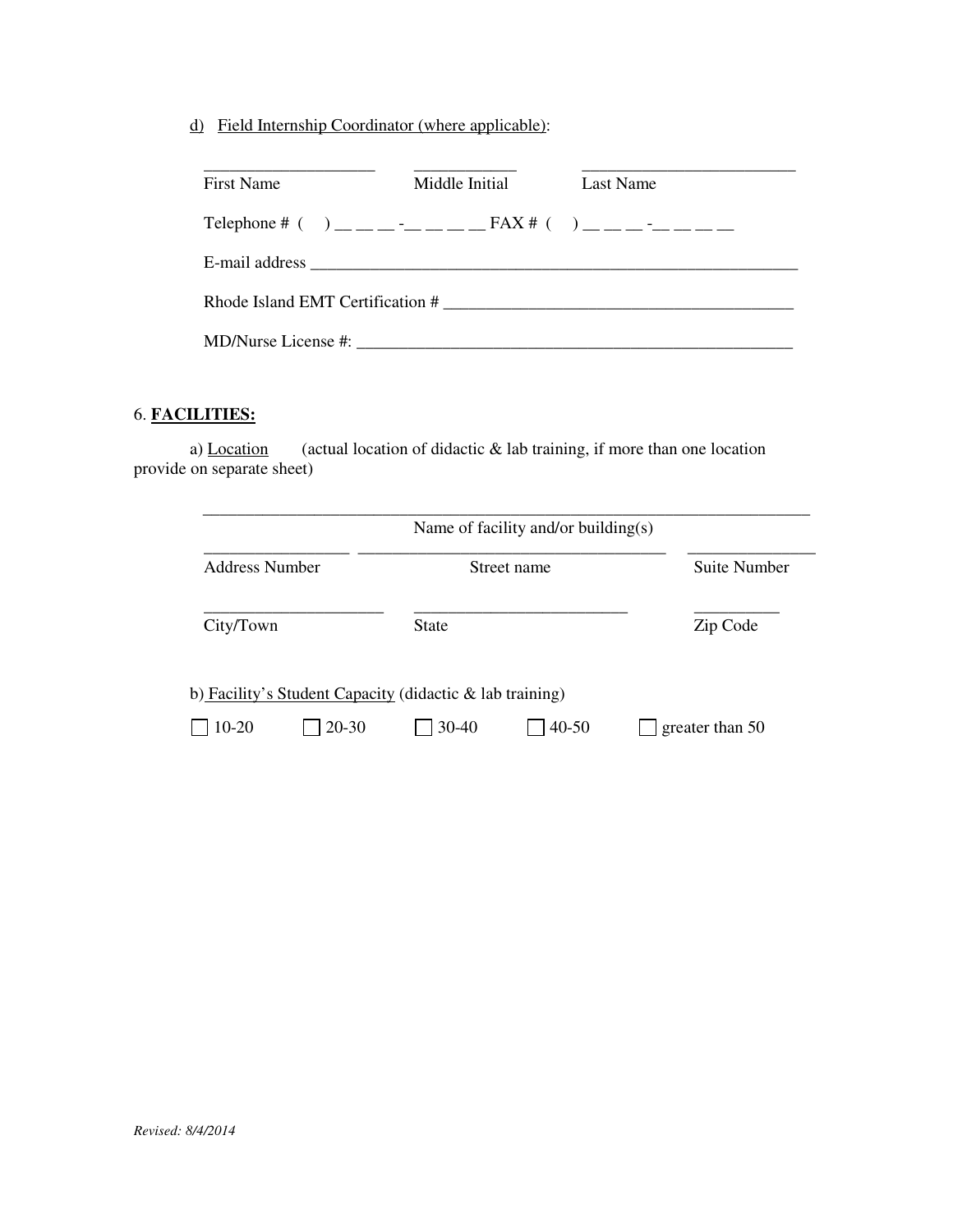d) <u>Field Internship Coordinator (where applicable)</u>:

\_\_\_\_\_\_\_\_\_\_\_\_\_\_\_\_\_\_\_\_ \_\_\_\_\_\_\_\_\_\_\_\_ \_\_\_\_\_\_\_\_\_\_\_\_\_\_\_\_\_\_\_\_\_\_\_\_\_

First Name Middle Initial Last Name

Telephone # ( ) __ __ __ -__ __ __ __ FAX # ( ) __ __ __ -__ __ __ __

E-mail address \_\_\_\_\_\_\_\_\_\_\_\_\_\_\_\_\_\_\_\_\_\_\_\_\_\_\_\_\_\_\_\_\_\_\_\_\_\_\_\_\_\_\_\_\_\_\_\_\_\_\_\_\_\_\_\_\_\_\_

Rhode Island EMT Certification # \_\_\_\_\_\_\_\_\_\_\_\_\_\_\_\_\_\_\_\_\_\_\_\_\_\_\_\_\_\_\_\_\_\_\_\_\_\_\_\_\_

MD/Nurse License #: \_\_\_\_\_\_\_\_\_\_\_\_\_\_\_\_\_\_\_\_\_\_\_\_\_\_\_\_\_\_\_\_\_\_\_\_\_\_\_\_\_\_\_\_\_\_\_\_\_\_\_\_

6. **<u>FACILITIES:</u>**

a) <u>Location</u> (actual location of didactic & lab training, if more than one location provide on separate sheet)

\_\_\_\_\_\_\_\_\_\_\_\_\_\_\_\_\_\_\_\_\_\_\_\_\_\_\_\_\_\_\_\_\_\_\_\_\_\_\_\_\_\_\_\_\_\_\_\_\_\_\_\_\_\_\_\_\_\_\_\_\_\_\_\_\_\_\_\_\_\_\_

Name of facility and/or building(s)

\_\_\_\_\_\_\_\_\_\_\_\_\_\_\_\_\_ \_\_\_\_\_\_\_\_\_\_\_\_\_\_\_\_\_\_\_\_\_\_\_\_\_\_\_\_\_\_\_\_\_\_\_\_ \_\_\_\_\_\_\_\_\_\_\_\_\_\_\_

Address Number Street name Suite Number

\_\_\_\_\_\_\_\_\_\_\_\_\_\_\_\_\_\_\_\_\_ \_\_\_\_\_\_\_\_\_\_\_\_\_\_\_\_\_\_\_\_\_\_\_\_\_ \_\_\_\_\_\_\_\_\_\_

City/Town State Zip Code

b) <u>Facility's Student Capacity</u> (didactic & lab training)

☐ 10-20 ☐ 20-30 ☐ 30-40 ☐ 40-50 ☐ greater than 50

*Revised: 8/4/2014*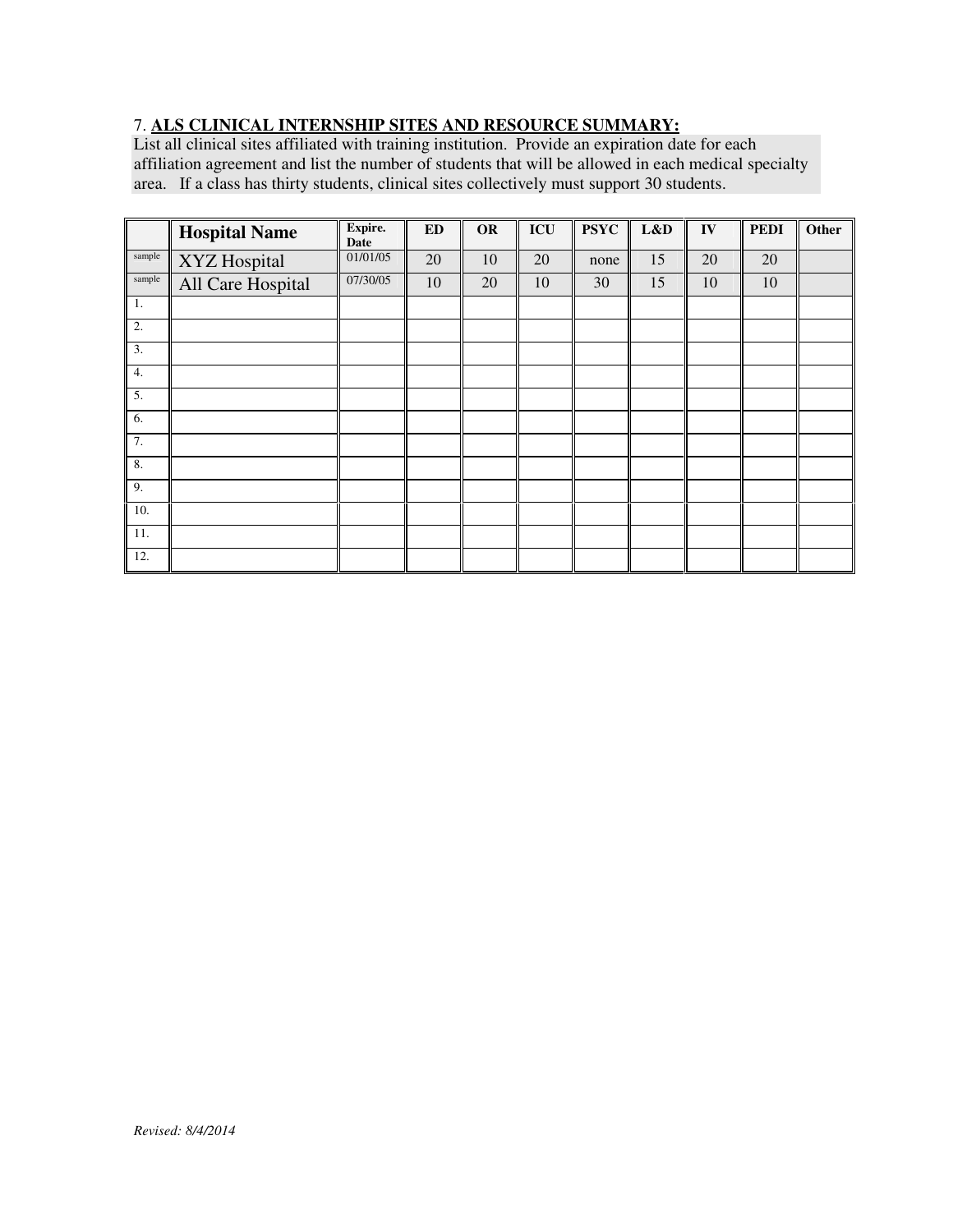7. **ALS CLINICAL INTERNSHIP SITES AND RESOURCE SUMMARY:**

List all clinical sites affiliated with training institution. Provide an expiration date for each affiliation agreement and list the number of students that will be allowed in each medical specialty area. If a class has thirty students, clinical sites collectively must support 30 students.

| | Hospital Name | Expire. Date | ED | OR | ICU | PSYC | L&D | IV | PEDI | Other |
|---|---|---|---|---|---|---|---|---|---|---|
| sample | XYZ Hospital | 01/01/05 | 20 | 10 | 20 | none | 15 | 20 | 20 | |
| sample | All Care Hospital | 07/30/05 | 10 | 20 | 10 | 30 | 15 | 10 | 10 | |
| 1. | | | | | | | | | | |
| 2. | | | | | | | | | | |
| 3. | | | | | | | | | | |
| 4. | | | | | | | | | | |
| 5. | | | | | | | | | | |
| 6. | | | | | | | | | | |
| 7. | | | | | | | | | | |
| 8. | | | | | | | | | | |
| 9. | | | | | | | | | | |
| 10. | | | | | | | | | | |
| 11. | | | | | | | | | | |
| 12. | | | | | | | | | | |

*Revised: 8/4/2014*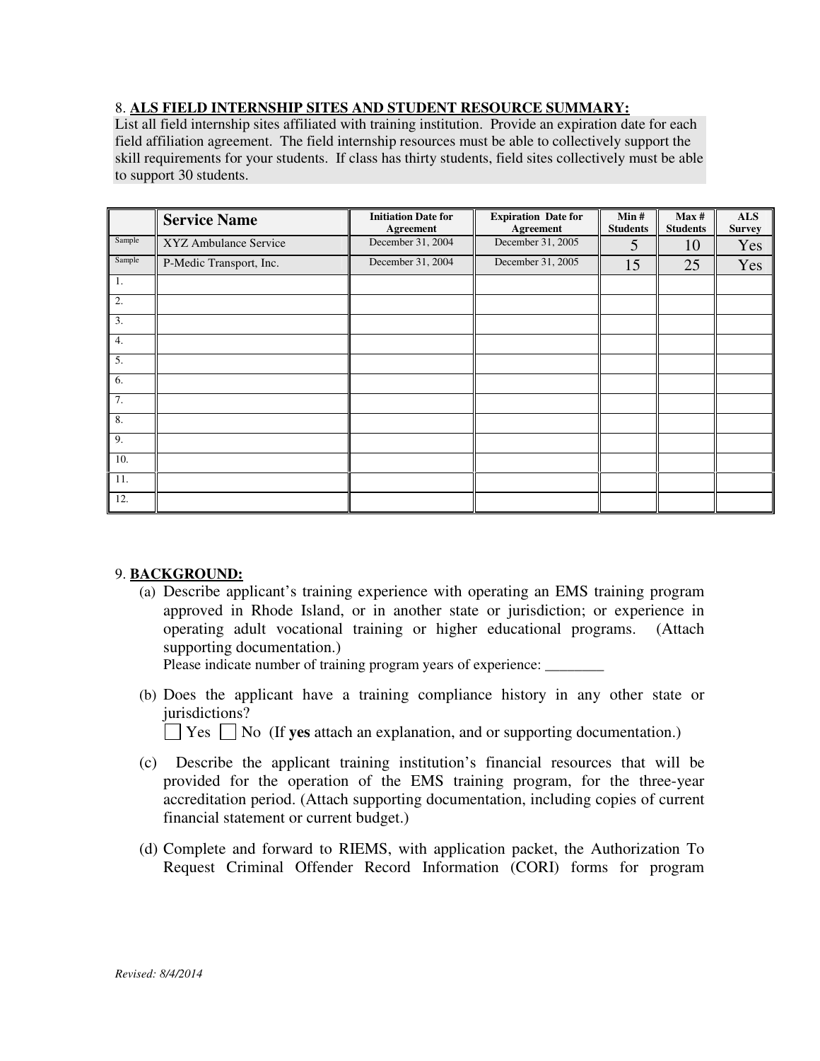8. **ALS FIELD INTERNSHIP SITES AND STUDENT RESOURCE SUMMARY:**

List all field internship sites affiliated with training institution. Provide an expiration date for each field affiliation agreement. The field internship resources must be able to collectively support the skill requirements for your students. If class has thirty students, field sites collectively must be able to support 30 students.

| | Service Name | Initiation Date for Agreement | Expiration Date for Agreement | Min # Students | Max # Students | ALS Survey |
|---|---|---|---|---|---|---|
| Sample | XYZ Ambulance Service | December 31, 2004 | December 31, 2005 | 5 | 10 | Yes |
| Sample | P-Medic Transport, Inc. | December 31, 2004 | December 31, 2005 | 15 | 25 | Yes |
| 1. | | | | | | |
| 2. | | | | | | |
| 3. | | | | | | |
| 4. | | | | | | |
| 5. | | | | | | |
| 6. | | | | | | |
| 7. | | | | | | |
| 8. | | | | | | |
| 9. | | | | | | |
| 10. | | | | | | |
| 11. | | | | | | |
| 12. | | | | | | |

9. **BACKGROUND:**

(a) Describe applicant's training experience with operating an EMS training program approved in Rhode Island, or in another state or jurisdiction; or experience in operating adult vocational training or higher educational programs. (Attach supporting documentation.)

Please indicate number of training program years of experience: ________

(b) Does the applicant have a training compliance history in any other state or jurisdictions?

☐ Yes ☐ No (If **yes** attach an explanation, and or supporting documentation.)

(c) Describe the applicant training institution's financial resources that will be provided for the operation of the EMS training program, for the three-year accreditation period. (Attach supporting documentation, including copies of current financial statement or current budget.)

(d) Complete and forward to RIEMS, with application packet, the Authorization To Request Criminal Offender Record Information (CORI) forms for program

*Revised: 8/4/2014*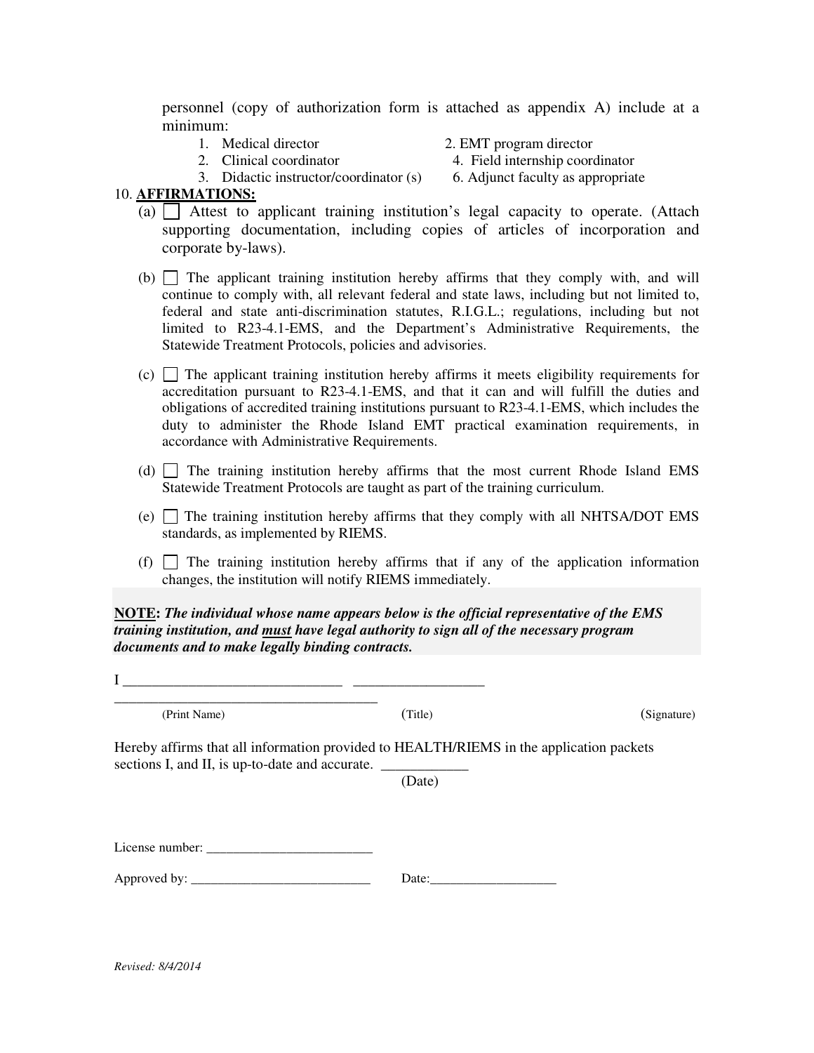personnel (copy of authorization form is attached as appendix A) include at a minimum:

1. Medical director
2. Clinical coordinator
3. Didactic instructor/coordinator (s)

2. EMT program director
4. Field internship coordinator
6. Adjunct faculty as appropriate

10. **AFFIRMATIONS:**

(a) ☐ Attest to applicant training institution's legal capacity to operate. (Attach supporting documentation, including copies of articles of incorporation and corporate by-laws).

(b) ☐ The applicant training institution hereby affirms that they comply with, and will continue to comply with, all relevant federal and state laws, including but not limited to, federal and state anti-discrimination statutes, R.I.G.L.; regulations, including but not limited to R23-4.1-EMS, and the Department's Administrative Requirements, the Statewide Treatment Protocols, policies and advisories.

(c) ☐ The applicant training institution hereby affirms it meets eligibility requirements for accreditation pursuant to R23-4.1-EMS, and that it can and will fulfill the duties and obligations of accredited training institutions pursuant to R23-4.1-EMS, which includes the duty to administer the Rhode Island EMT practical examination requirements, in accordance with Administrative Requirements.

(d) ☐ The training institution hereby affirms that the most current Rhode Island EMS Statewide Treatment Protocols are taught as part of the training curriculum.

(e) ☐ The training institution hereby affirms that they comply with all NHTSA/DOT EMS standards, as implemented by RIEMS.

(f) ☐ The training institution hereby affirms that if any of the application information changes, the institution will notify RIEMS immediately.

**NOTE:** ***The individual whose name appears below is the official representative of the EMS training institution, and <u>must</u> have legal authority to sign all of the necessary program documents and to make legally binding contracts.***

I ______________________________ __________________ ____________________________________

(Print Name) (Title) (Signature)

Hereby affirms that all information provided to HEALTH/RIEMS in the application packets sections I, and II, is up-to-date and accurate. ____________

(Date)

License number: _________________________

Approved by: ___________________________ Date:___________________

*Revised: 8/4/2014*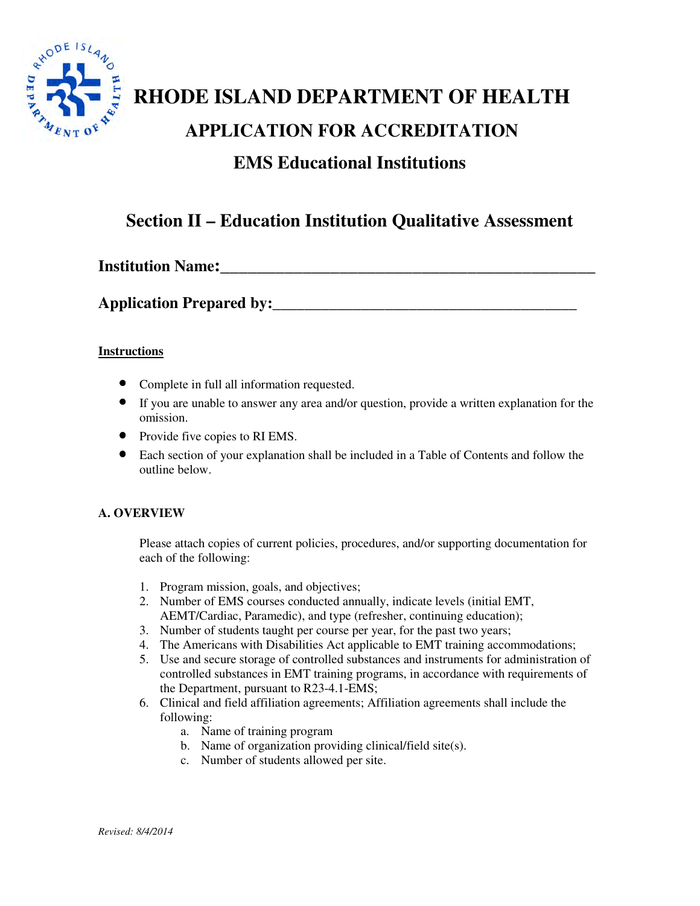# RHODE ISLAND DEPARTMENT OF HEALTH

## APPLICATION FOR ACCREDITATION

## EMS Educational Institutions

## Section II – Education Institution Qualitative Assessment

**Institution Name:**_______________________________________________

**Application Prepared by:**____________________________________

**Instructions**

- Complete in full all information requested.
- If you are unable to answer any area and/or question, provide a written explanation for the omission.
- Provide five copies to RI EMS.
- Each section of your explanation shall be included in a Table of Contents and follow the outline below.

**A. OVERVIEW**

Please attach copies of current policies, procedures, and/or supporting documentation for each of the following:

1. Program mission, goals, and objectives;
2. Number of EMS courses conducted annually, indicate levels (initial EMT, AEMT/Cardiac, Paramedic), and type (refresher, continuing education);
3. Number of students taught per course per year, for the past two years;
4. The Americans with Disabilities Act applicable to EMT training accommodations;
5. Use and secure storage of controlled substances and instruments for administration of controlled substances in EMT training programs, in accordance with requirements of the Department, pursuant to R23-4.1-EMS;
6. Clinical and field affiliation agreements; Affiliation agreements shall include the following:
    a. Name of training program
    b. Name of organization providing clinical/field site(s).
    c. Number of students allowed per site.

*Revised: 8/4/2014*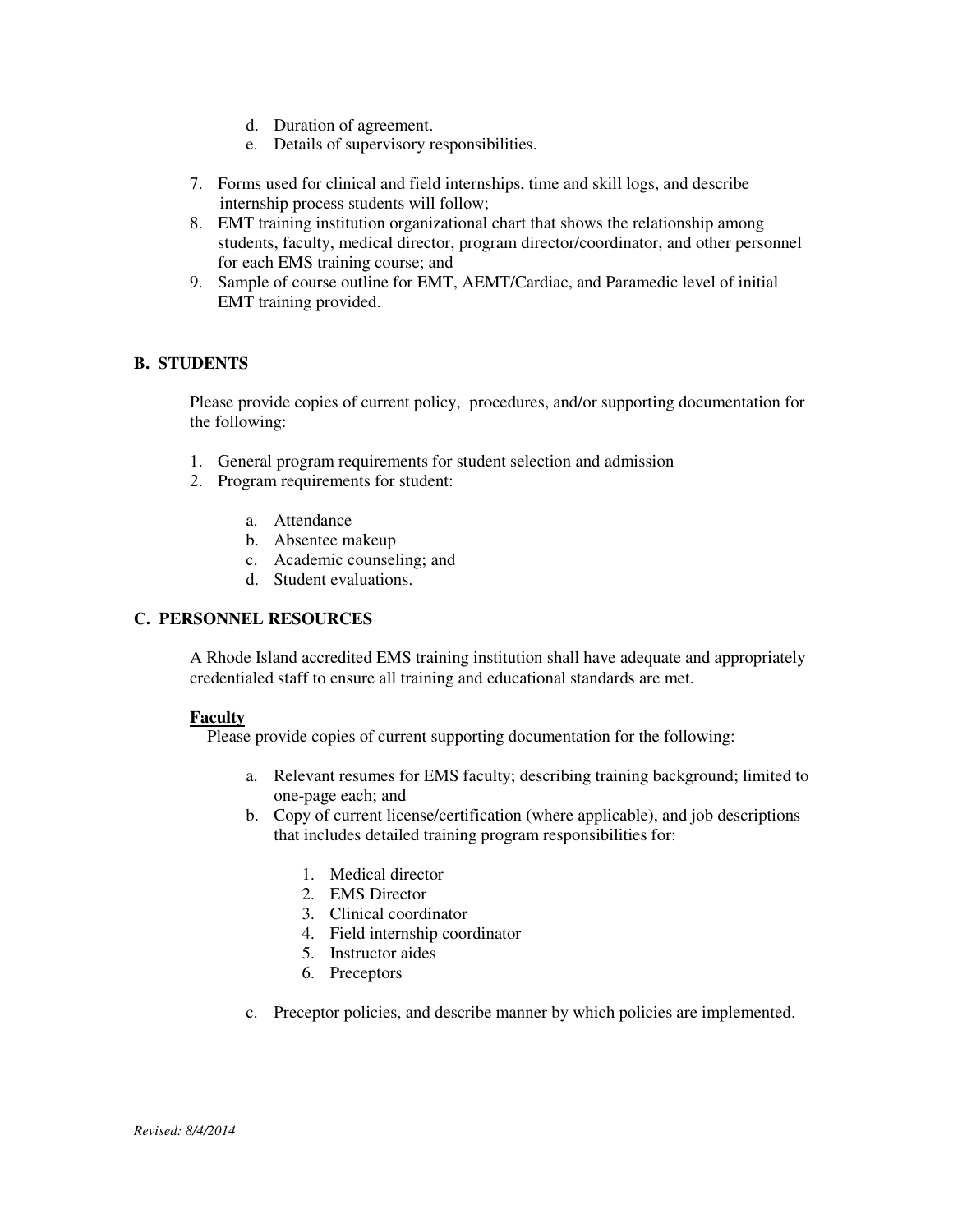d. Duration of agreement.
e. Details of supervisory responsibilities.

7. Forms used for clinical and field internships, time and skill logs, and describe internship process students will follow;
8. EMT training institution organizational chart that shows the relationship among students, faculty, medical director, program director/coordinator, and other personnel for each EMS training course; and
9. Sample of course outline for EMT, AEMT/Cardiac, and Paramedic level of initial EMT training provided.

## B. STUDENTS

Please provide copies of current policy, procedures, and/or supporting documentation for the following:

1. General program requirements for student selection and admission
2. Program requirements for student:
   a. Attendance
   b. Absentee makeup
   c. Academic counseling; and
   d. Student evaluations.

## C. PERSONNEL RESOURCES

A Rhode Island accredited EMS training institution shall have adequate and appropriately credentialed staff to ensure all training and educational standards are met.

**Faculty**

Please provide copies of current supporting documentation for the following:

a. Relevant resumes for EMS faculty; describing training background; limited to one-page each; and
b. Copy of current license/certification (where applicable), and job descriptions that includes detailed training program responsibilities for:
   1. Medical director
   2. EMS Director
   3. Clinical coordinator
   4. Field internship coordinator
   5. Instructor aides
   6. Preceptors
c. Preceptor policies, and describe manner by which policies are implemented.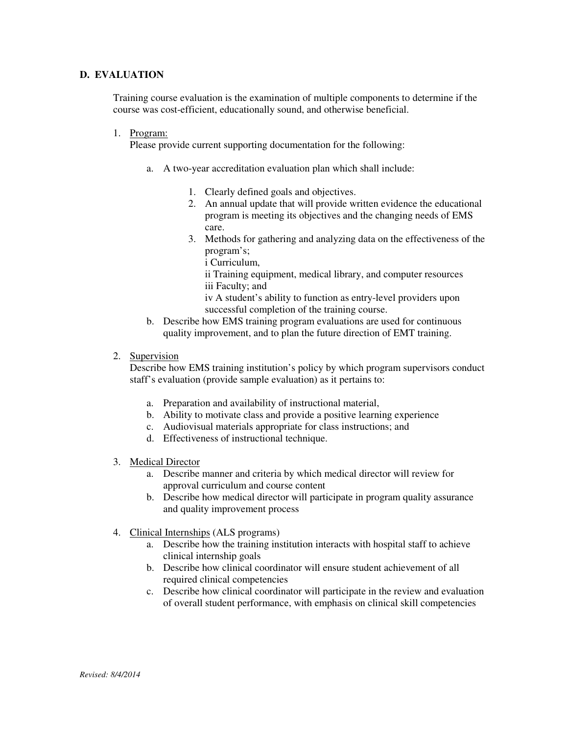## D. EVALUATION

Training course evaluation is the examination of multiple components to determine if the course was cost-efficient, educationally sound, and otherwise beneficial.

1. <u>Program:</u>
   Please provide current supporting documentation for the following:

   a. A two-year accreditation evaluation plan which shall include:

      1. Clearly defined goals and objectives.
      2. An annual update that will provide written evidence the educational program is meeting its objectives and the changing needs of EMS care.
      3. Methods for gathering and analyzing data on the effectiveness of the program's;
         i Curriculum,
         ii Training equipment, medical library, and computer resources
         iii Faculty; and
         iv A student's ability to function as entry-level providers upon successful completion of the training course.

   b. Describe how EMS training program evaluations are used for continuous quality improvement, and to plan the future direction of EMT training.

2. <u>Supervision</u>
   Describe how EMS training institution's policy by which program supervisors conduct staff's evaluation (provide sample evaluation) as it pertains to:

   a. Preparation and availability of instructional material,
   b. Ability to motivate class and provide a positive learning experience
   c. Audiovisual materials appropriate for class instructions; and
   d. Effectiveness of instructional technique.

3. <u>Medical Director</u>
   a. Describe manner and criteria by which medical director will review for approval curriculum and course content
   b. Describe how medical director will participate in program quality assurance and quality improvement process

4. <u>Clinical Internships</u> (ALS programs)
   a. Describe how the training institution interacts with hospital staff to achieve clinical internship goals
   b. Describe how clinical coordinator will ensure student achievement of all required clinical competencies
   c. Describe how clinical coordinator will participate in the review and evaluation of overall student performance, with emphasis on clinical skill competencies

*Revised: 8/4/2014*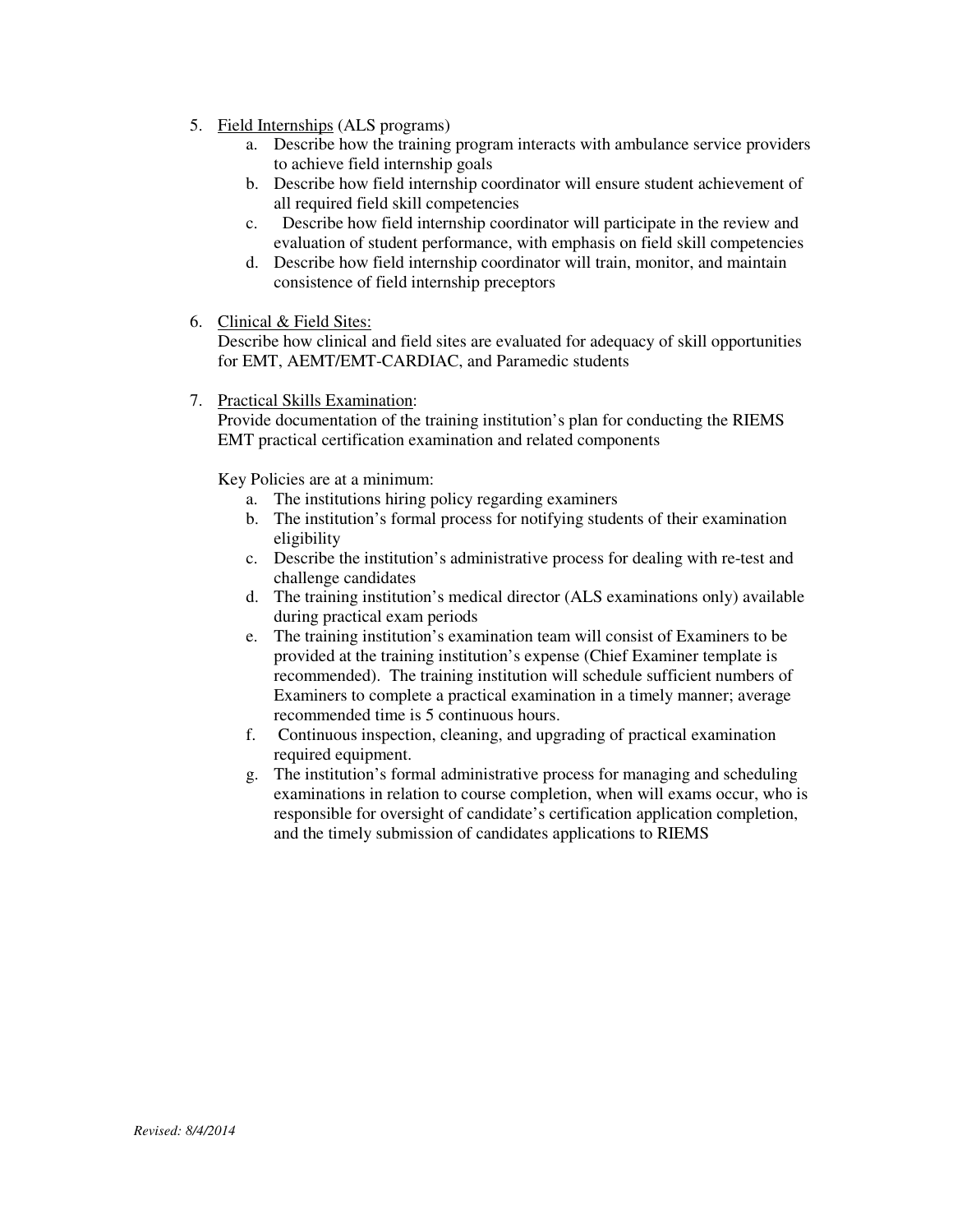5. <u>Field Internships</u> (ALS programs)
    a. Describe how the training program interacts with ambulance service providers to achieve field internship goals
    b. Describe how field internship coordinator will ensure student achievement of all required field skill competencies
    c. Describe how field internship coordinator will participate in the review and evaluation of student performance, with emphasis on field skill competencies
    d. Describe how field internship coordinator will train, monitor, and maintain consistence of field internship preceptors

6. <u>Clinical & Field Sites:</u>
   Describe how clinical and field sites are evaluated for adequacy of skill opportunities for EMT, AEMT/EMT-CARDIAC, and Paramedic students

7. <u>Practical Skills Examination</u>:
   Provide documentation of the training institution's plan for conducting the RIEMS EMT practical certification examination and related components

   Key Policies are at a minimum:
    a. The institutions hiring policy regarding examiners
    b. The institution's formal process for notifying students of their examination eligibility
    c. Describe the institution's administrative process for dealing with re-test and challenge candidates
    d. The training institution's medical director (ALS examinations only) available during practical exam periods
    e. The training institution's examination team will consist of Examiners to be provided at the training institution's expense (Chief Examiner template is recommended). The training institution will schedule sufficient numbers of Examiners to complete a practical examination in a timely manner; average recommended time is 5 continuous hours.
    f. Continuous inspection, cleaning, and upgrading of practical examination required equipment.
    g. The institution's formal administrative process for managing and scheduling examinations in relation to course completion, when will exams occur, who is responsible for oversight of candidate's certification application completion, and the timely submission of candidates applications to RIEMS

*Revised: 8/4/2014*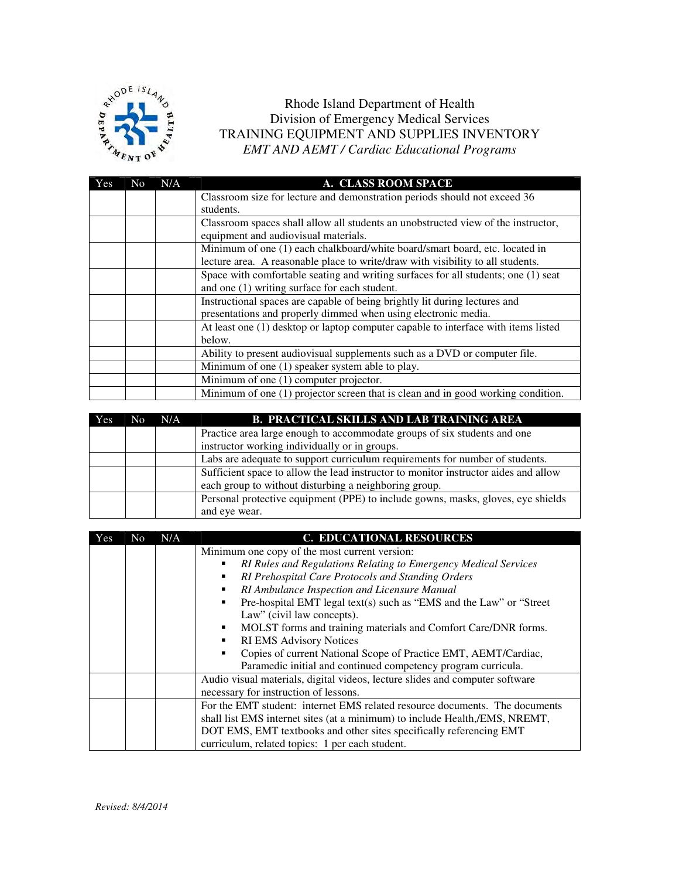Rhode Island Department of Health
Division of Emergency Medical Services
TRAINING EQUIPMENT AND SUPPLIES INVENTORY
*EMT AND AEMT / Cardiac Educational Programs*

| Yes | No | N/A | A. CLASS ROOM SPACE |
|---|---|---|---|
| | | | Classroom size for lecture and demonstration periods should not exceed 36 students. |
| | | | Classroom spaces shall allow all students an unobstructed view of the instructor, equipment and audiovisual materials. |
| | | | Minimum of one (1) each chalkboard/white board/smart board, etc. located in lecture area. A reasonable place to write/draw with visibility to all students. |
| | | | Space with comfortable seating and writing surfaces for all students; one (1) seat and one (1) writing surface for each student. |
| | | | Instructional spaces are capable of being brightly lit during lectures and presentations and properly dimmed when using electronic media. |
| | | | At least one (1) desktop or laptop computer capable to interface with items listed below. |
| | | | Ability to present audiovisual supplements such as a DVD or computer file. |
| | | | Minimum of one (1) speaker system able to play. |
| | | | Minimum of one (1) computer projector. |
| | | | Minimum of one (1) projector screen that is clean and in good working condition. |

| Yes | No | N/A | B. PRACTICAL SKILLS AND LAB TRAINING AREA |
|---|---|---|---|
| | | | Practice area large enough to accommodate groups of six students and one instructor working individually or in groups. |
| | | | Labs are adequate to support curriculum requirements for number of students. |
| | | | Sufficient space to allow the lead instructor to monitor instructor aides and allow each group to without disturbing a neighboring group. |
| | | | Personal protective equipment (PPE) to include gowns, masks, gloves, eye shields and eye wear. |

| Yes | No | N/A | C. EDUCATIONAL RESOURCES |
|---|---|---|---|
| | | | Minimum one copy of the most current version:<br>▪ *RI Rules and Regulations Relating to Emergency Medical Services*<br>▪ *RI Prehospital Care Protocols and Standing Orders*<br>▪ *RI Ambulance Inspection and Licensure Manual*<br>▪ Pre-hospital EMT legal text(s) such as "EMS and the Law" or "Street Law" (civil law concepts).<br>▪ MOLST forms and training materials and Comfort Care/DNR forms.<br>▪ RI EMS Advisory Notices<br>▪ Copies of current National Scope of Practice EMT, AEMT/Cardiac, Paramedic initial and continued competency program curricula. |
| | | | Audio visual materials, digital videos, lecture slides and computer software necessary for instruction of lessons. |
| | | | For the EMT student: internet EMS related resource documents. The documents shall list EMS internet sites (at a minimum) to include Health,/EMS, NREMT, DOT EMS, EMT textbooks and other sites specifically referencing EMT curriculum, related topics: 1 per each student. |

*Revised: 8/4/2014*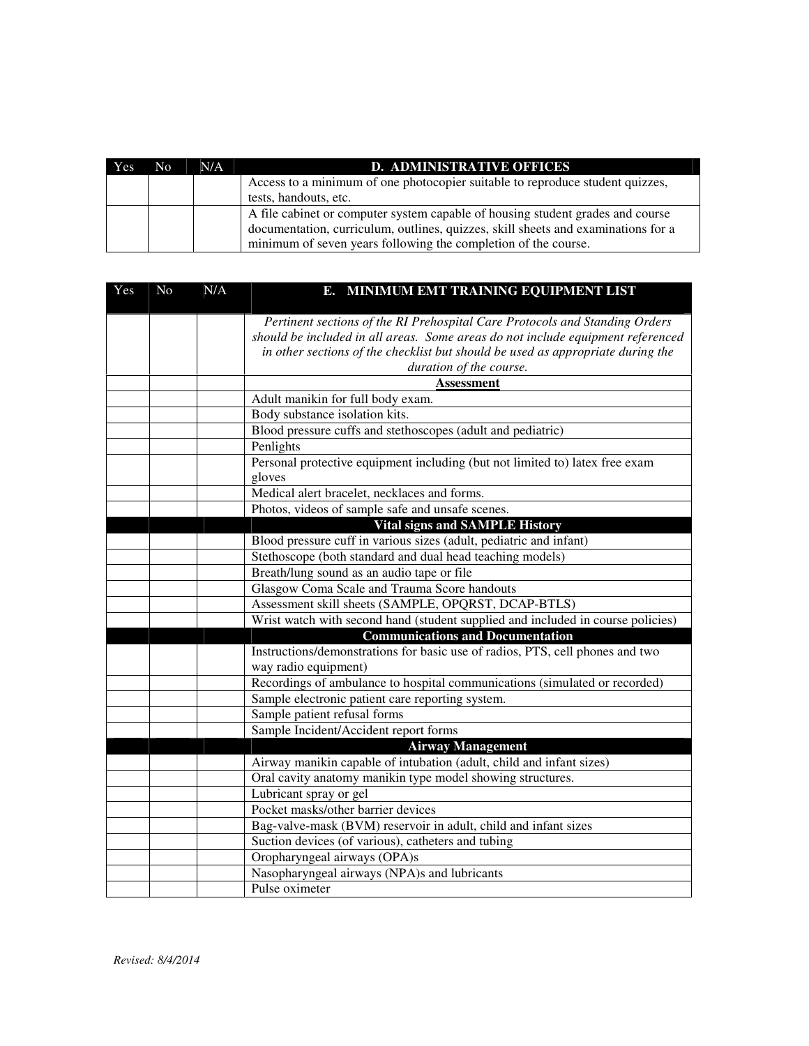| Yes | No | N/A | D. ADMINISTRATIVE OFFICES |
|---|---|---|---|
| | | | Access to a minimum of one photocopier suitable to reproduce student quizzes, tests, handouts, etc. |
| | | | A file cabinet or computer system capable of housing student grades and course documentation, curriculum, outlines, quizzes, skill sheets and examinations for a minimum of seven years following the completion of the course. |

| Yes | No | N/A | E. MINIMUM EMT TRAINING EQUIPMENT LIST |
|---|---|---|---|
| | | | *Pertinent sections of the RI Prehospital Care Protocols and Standing Orders should be included in all areas. Some areas do not include equipment referenced in other sections of the checklist but should be used as appropriate during the duration of the course.* |
| | | | **Assessment** |
| | | | Adult manikin for full body exam. |
| | | | Body substance isolation kits. |
| | | | Blood pressure cuffs and stethoscopes (adult and pediatric) |
| | | | Penlights |
| | | | Personal protective equipment including (but not limited to) latex free exam gloves |
| | | | Medical alert bracelet, necklaces and forms. |
| | | | Photos, videos of sample safe and unsafe scenes. |
| | | | **Vital signs and SAMPLE History** |
| | | | Blood pressure cuff in various sizes (adult, pediatric and infant) |
| | | | Stethoscope (both standard and dual head teaching models) |
| | | | Breath/lung sound as an audio tape or file |
| | | | Glasgow Coma Scale and Trauma Score handouts |
| | | | Assessment skill sheets (SAMPLE, OPQRST, DCAP-BTLS) |
| | | | Wrist watch with second hand (student supplied and included in course policies) |
| | | | **Communications and Documentation** |
| | | | Instructions/demonstrations for basic use of radios, PTS, cell phones and two way radio equipment) |
| | | | Recordings of ambulance to hospital communications (simulated or recorded) |
| | | | Sample electronic patient care reporting system. |
| | | | Sample patient refusal forms |
| | | | Sample Incident/Accident report forms |
| | | | **Airway Management** |
| | | | Airway manikin capable of intubation (adult, child and infant sizes) |
| | | | Oral cavity anatomy manikin type model showing structures. |
| | | | Lubricant spray or gel |
| | | | Pocket masks/other barrier devices |
| | | | Bag-valve-mask (BVM) reservoir in adult, child and infant sizes |
| | | | Suction devices (of various), catheters and tubing |
| | | | Oropharyngeal airways (OPA)s |
| | | | Nasopharyngeal airways (NPA)s and lubricants |
| | | | Pulse oximeter |

*Revised: 8/4/2014*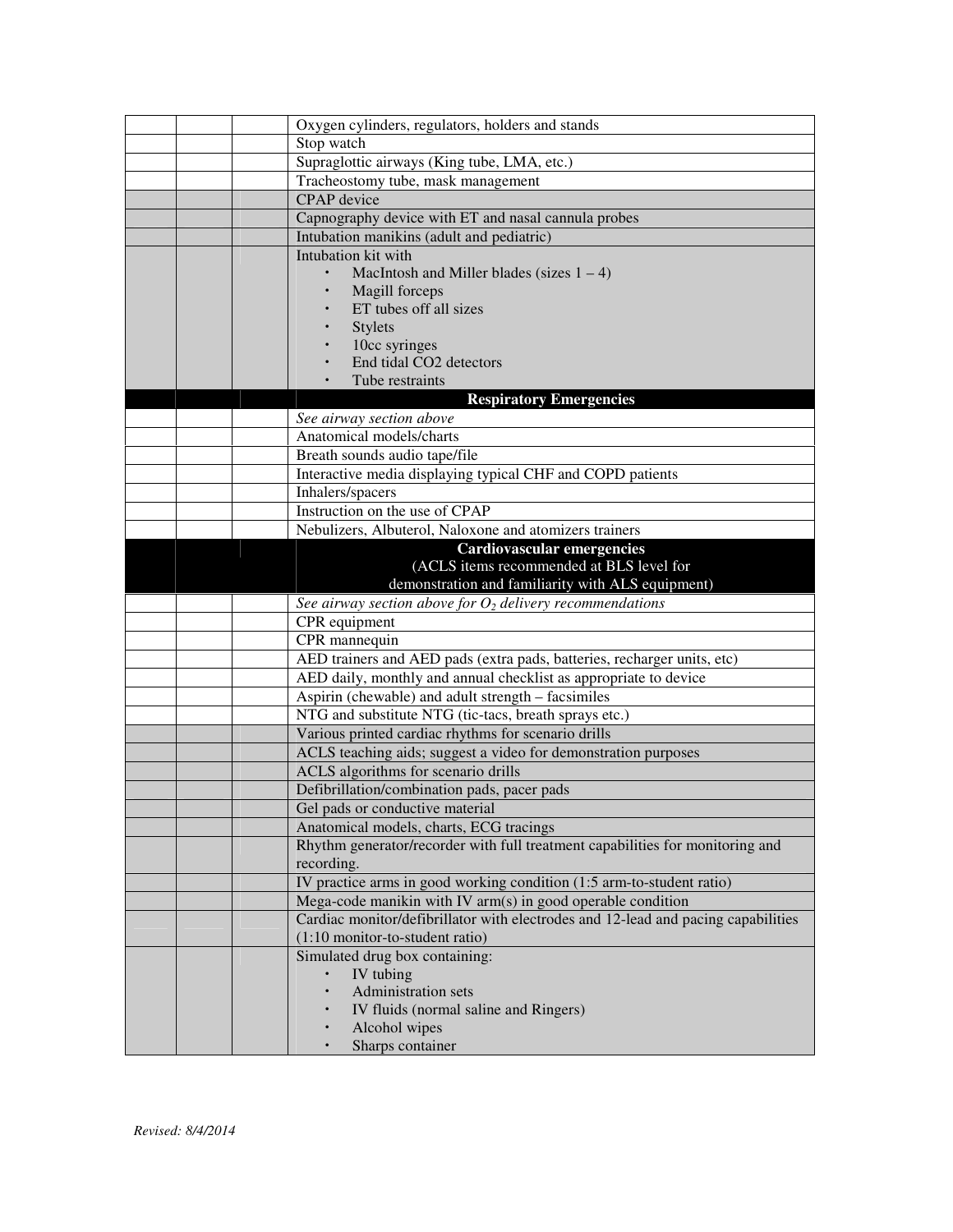| | | | |
|---|---|---|---|
| | | | Oxygen cylinders, regulators, holders and stands |
| | | | Stop watch |
| | | | Supraglottic airways (King tube, LMA, etc.) |
| | | | Tracheostomy tube, mask management |
| | | | CPAP device |
| | | | Capnography device with ET and nasal cannula probes |
| | | | Intubation manikins (adult and pediatric) |
| | | | Intubation kit with<br>• MacIntosh and Miller blades (sizes 1 – 4)<br>• Magill forceps<br>• ET tubes off all sizes<br>• Stylets<br>• 10cc syringes<br>• End tidal CO2 detectors<br>• Tube restraints |
| | | | **Respiratory Emergencies** |
| | | | *See airway section above* |
| | | | Anatomical models/charts |
| | | | Breath sounds audio tape/file |
| | | | Interactive media displaying typical CHF and COPD patients |
| | | | Inhalers/spacers |
| | | | Instruction on the use of CPAP |
| | | | Nebulizers, Albuterol, Naloxone and atomizers trainers |
| | | | **Cardiovascular emergencies**<br>(ACLS items recommended at BLS level for demonstration and familiarity with ALS equipment) |
| | | | *See airway section above for $O_2$ delivery recommendations* |
| | | | CPR equipment |
| | | | CPR mannequin |
| | | | AED trainers and AED pads (extra pads, batteries, recharger units, etc) |
| | | | AED daily, monthly and annual checklist as appropriate to device |
| | | | Aspirin (chewable) and adult strength – facsimiles |
| | | | NTG and substitute NTG (tic-tacs, breath sprays etc.) |
| | | | Various printed cardiac rhythms for scenario drills |
| | | | ACLS teaching aids; suggest a video for demonstration purposes |
| | | | ACLS algorithms for scenario drills |
| | | | Defibrillation/combination pads, pacer pads |
| | | | Gel pads or conductive material |
| | | | Anatomical models, charts, ECG tracings |
| | | | Rhythm generator/recorder with full treatment capabilities for monitoring and recording. |
| | | | IV practice arms in good working condition (1:5 arm-to-student ratio) |
| | | | Mega-code manikin with IV arm(s) in good operable condition |
| | | | Cardiac monitor/defibrillator with electrodes and 12-lead and pacing capabilities (1:10 monitor-to-student ratio) |
| | | | Simulated drug box containing:<br>• IV tubing<br>• Administration sets<br>• IV fluids (normal saline and Ringers)<br>• Alcohol wipes<br>• Sharps container |

*Revised: 8/4/2014*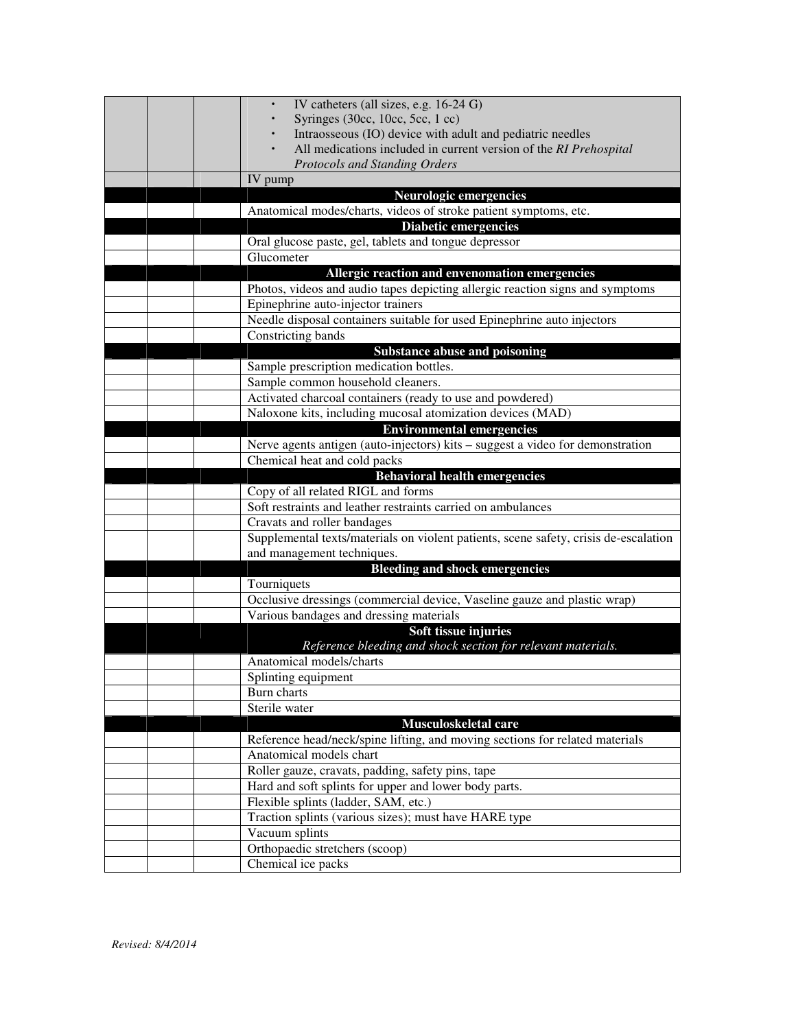| | | | |
|---|---|---|---|
| | | | • IV catheters (all sizes, e.g. 16-24 G)<br>• Syringes (30cc, 10cc, 5cc, 1 cc)<br>• Intraosseous (IO) device with adult and pediatric needles<br>• All medications included in current version of the *RI Prehospital Protocols and Standing Orders* |
| | | | IV pump |
| | | | **Neurologic emergencies** |
| | | | Anatomical modes/charts, videos of stroke patient symptoms, etc. |
| | | | **Diabetic emergencies** |
| | | | Oral glucose paste, gel, tablets and tongue depressor |
| | | | Glucometer |
| | | | **Allergic reaction and envenomation emergencies** |
| | | | Photos, videos and audio tapes depicting allergic reaction signs and symptoms |
| | | | Epinephrine auto-injector trainers |
| | | | Needle disposal containers suitable for used Epinephrine auto injectors |
| | | | Constricting bands |
| | | | **Substance abuse and poisoning** |
| | | | Sample prescription medication bottles. |
| | | | Sample common household cleaners. |
| | | | Activated charcoal containers (ready to use and powdered) |
| | | | Naloxone kits, including mucosal atomization devices (MAD) |
| | | | **Environmental emergencies** |
| | | | Nerve agents antigen (auto-injectors) kits – suggest a video for demonstration |
| | | | Chemical heat and cold packs |
| | | | **Behavioral health emergencies** |
| | | | Copy of all related RIGL and forms |
| | | | Soft restraints and leather restraints carried on ambulances |
| | | | Cravats and roller bandages |
| | | | Supplemental texts/materials on violent patients, scene safety, crisis de-escalation and management techniques. |
| | | | **Bleeding and shock emergencies** |
| | | | Tourniquets |
| | | | Occlusive dressings (commercial device, Vaseline gauze and plastic wrap) |
| | | | Various bandages and dressing materials |
| | | | **Soft tissue injuries**<br>*Reference bleeding and shock section for relevant materials.* |
| | | | Anatomical models/charts |
| | | | Splinting equipment |
| | | | Burn charts |
| | | | Sterile water |
| | | | **Musculoskeletal care** |
| | | | Reference head/neck/spine lifting, and moving sections for related materials |
| | | | Anatomical models chart |
| | | | Roller gauze, cravats, padding, safety pins, tape |
| | | | Hard and soft splints for upper and lower body parts. |
| | | | Flexible splints (ladder, SAM, etc.) |
| | | | Traction splints (various sizes); must have HARE type |
| | | | Vacuum splints |
| | | | Orthopaedic stretchers (scoop) |
| | | | Chemical ice packs |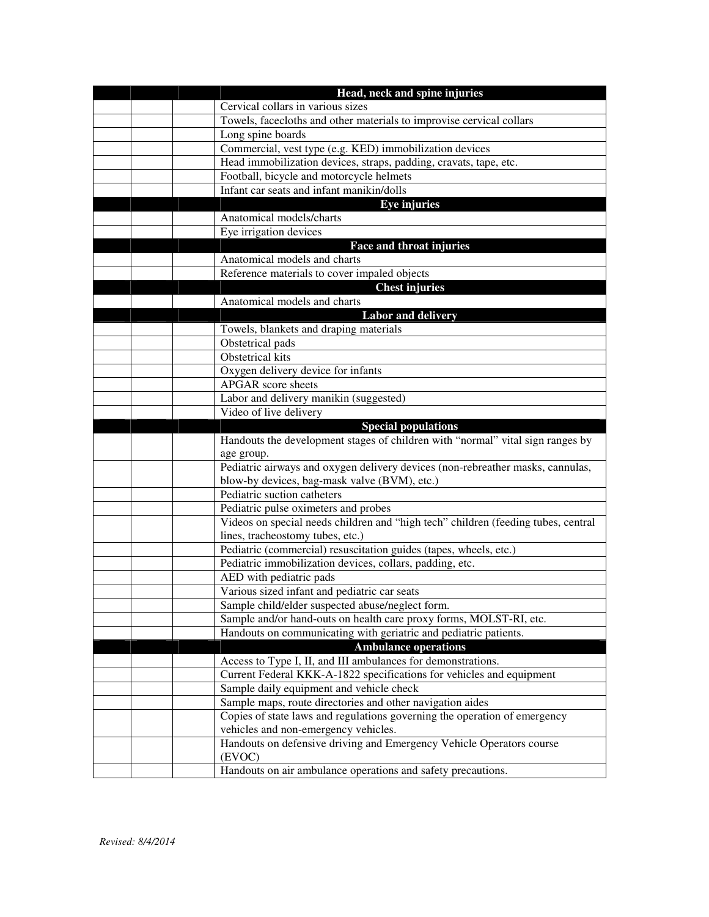| | | | **Head, neck and spine injuries** |
|---|---|---|---|
| | | | Cervical collars in various sizes |
| | | | Towels, facecloths and other materials to improvise cervical collars |
| | | | Long spine boards |
| | | | Commercial, vest type (e.g. KED) immobilization devices |
| | | | Head immobilization devices, straps, padding, cravats, tape, etc. |
| | | | Football, bicycle and motorcycle helmets |
| | | | Infant car seats and infant manikin/dolls |
| | | | **Eye injuries** |
| | | | Anatomical models/charts |
| | | | Eye irrigation devices |
| | | | **Face and throat injuries** |
| | | | Anatomical models and charts |
| | | | Reference materials to cover impaled objects |
| | | | **Chest injuries** |
| | | | Anatomical models and charts |
| | | | **Labor and delivery** |
| | | | Towels, blankets and draping materials |
| | | | Obstetrical pads |
| | | | Obstetrical kits |
| | | | Oxygen delivery device for infants |
| | | | APGAR score sheets |
| | | | Labor and delivery manikin (suggested) |
| | | | Video of live delivery |
| | | | **Special populations** |
| | | | Handouts the development stages of children with "normal" vital sign ranges by age group. |
| | | | Pediatric airways and oxygen delivery devices (non-rebreather masks, cannulas, blow-by devices, bag-mask valve (BVM), etc.) |
| | | | Pediatric suction catheters |
| | | | Pediatric pulse oximeters and probes |
| | | | Videos on special needs children and "high tech" children (feeding tubes, central lines, tracheostomy tubes, etc.) |
| | | | Pediatric (commercial) resuscitation guides (tapes, wheels, etc.) |
| | | | Pediatric immobilization devices, collars, padding, etc. |
| | | | AED with pediatric pads |
| | | | Various sized infant and pediatric car seats |
| | | | Sample child/elder suspected abuse/neglect form. |
| | | | Sample and/or hand-outs on health care proxy forms, MOLST-RI, etc. |
| | | | Handouts on communicating with geriatric and pediatric patients. |
| | | | **Ambulance operations** |
| | | | Access to Type I, II, and III ambulances for demonstrations. |
| | | | Current Federal KKK-A-1822 specifications for vehicles and equipment |
| | | | Sample daily equipment and vehicle check |
| | | | Sample maps, route directories and other navigation aides |
| | | | Copies of state laws and regulations governing the operation of emergency vehicles and non-emergency vehicles. |
| | | | Handouts on defensive driving and Emergency Vehicle Operators course (EVOC) |
| | | | Handouts on air ambulance operations and safety precautions. |

*Revised: 8/4/2014*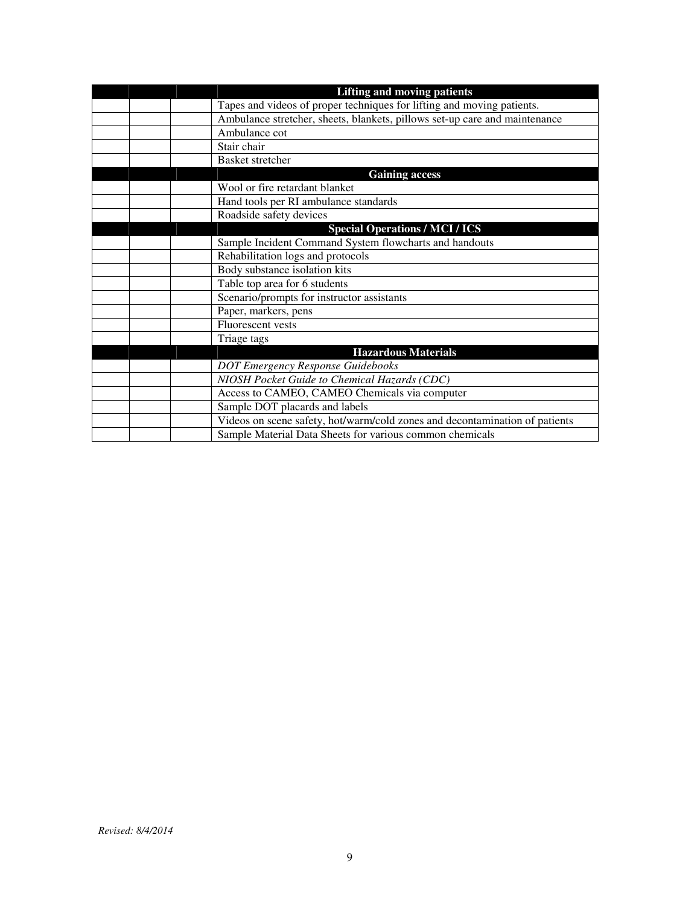| | | | |
|---|---|---|---|
| | | | **Lifting and moving patients** |
| | | | Tapes and videos of proper techniques for lifting and moving patients. |
| | | | Ambulance stretcher, sheets, blankets, pillows set-up care and maintenance |
| | | | Ambulance cot |
| | | | Stair chair |
| | | | Basket stretcher |
| | | | **Gaining access** |
| | | | Wool or fire retardant blanket |
| | | | Hand tools per RI ambulance standards |
| | | | Roadside safety devices |
| | | | **Special Operations / MCI / ICS** |
| | | | Sample Incident Command System flowcharts and handouts |
| | | | Rehabilitation logs and protocols |
| | | | Body substance isolation kits |
| | | | Table top area for 6 students |
| | | | Scenario/prompts for instructor assistants |
| | | | Paper, markers, pens |
| | | | Fluorescent vests |
| | | | Triage tags |
| | | | **Hazardous Materials** |
| | | | *DOT Emergency Response Guidebooks* |
| | | | *NIOSH Pocket Guide to Chemical Hazards (CDC)* |
| | | | Access to CAMEO, CAMEO Chemicals via computer |
| | | | Sample DOT placards and labels |
| | | | Videos on scene safety, hot/warm/cold zones and decontamination of patients |
| | | | Sample Material Data Sheets for various common chemicals |

*Revised: 8/4/2014*